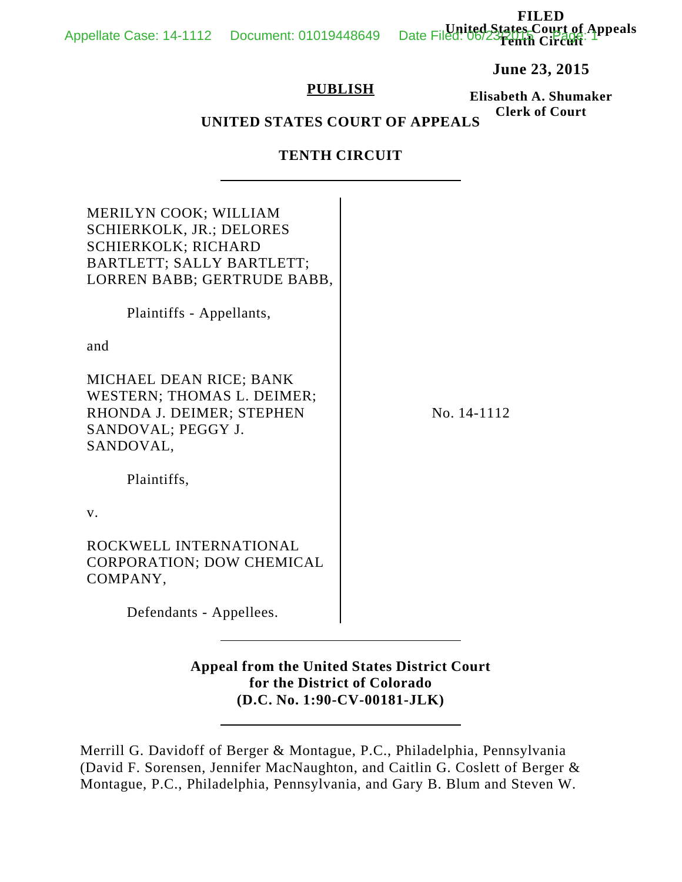FILED
United States Court of Appeals
Tenth Circuit

**June 23, 2015**

**Elisabeth A. Shumaker**
**Clerk of Court**

**PUBLISH**

**UNITED STATES COURT OF APPEALS**

**TENTH CIRCUIT**

---

MERILYN COOK; WILLIAM SCHIERKOLK, JR.; DELORES SCHIERKOLK; RICHARD BARTLETT; SALLY BARTLETT; LORREN BABB; GERTRUDE BABB,

Plaintiffs - Appellants,

and

MICHAEL DEAN RICE; BANK WESTERN; THOMAS L. DEIMER; RHONDA J. DEIMER; STEPHEN SANDOVAL; PEGGY J. SANDOVAL,

Plaintiffs,

v.

ROCKWELL INTERNATIONAL CORPORATION; DOW CHEMICAL COMPANY,

Defendants - Appellees.

No. 14-1112

---

**Appeal from the United States District Court for the District of Colorado (D.C. No. 1:90-CV-00181-JLK)**

---

Merrill G. Davidoff of Berger & Montague, P.C., Philadelphia, Pennsylvania (David F. Sorensen, Jennifer MacNaughton, and Caitlin G. Coslett of Berger & Montague, P.C., Philadelphia, Pennsylvania, and Gary B. Blum and Steven W.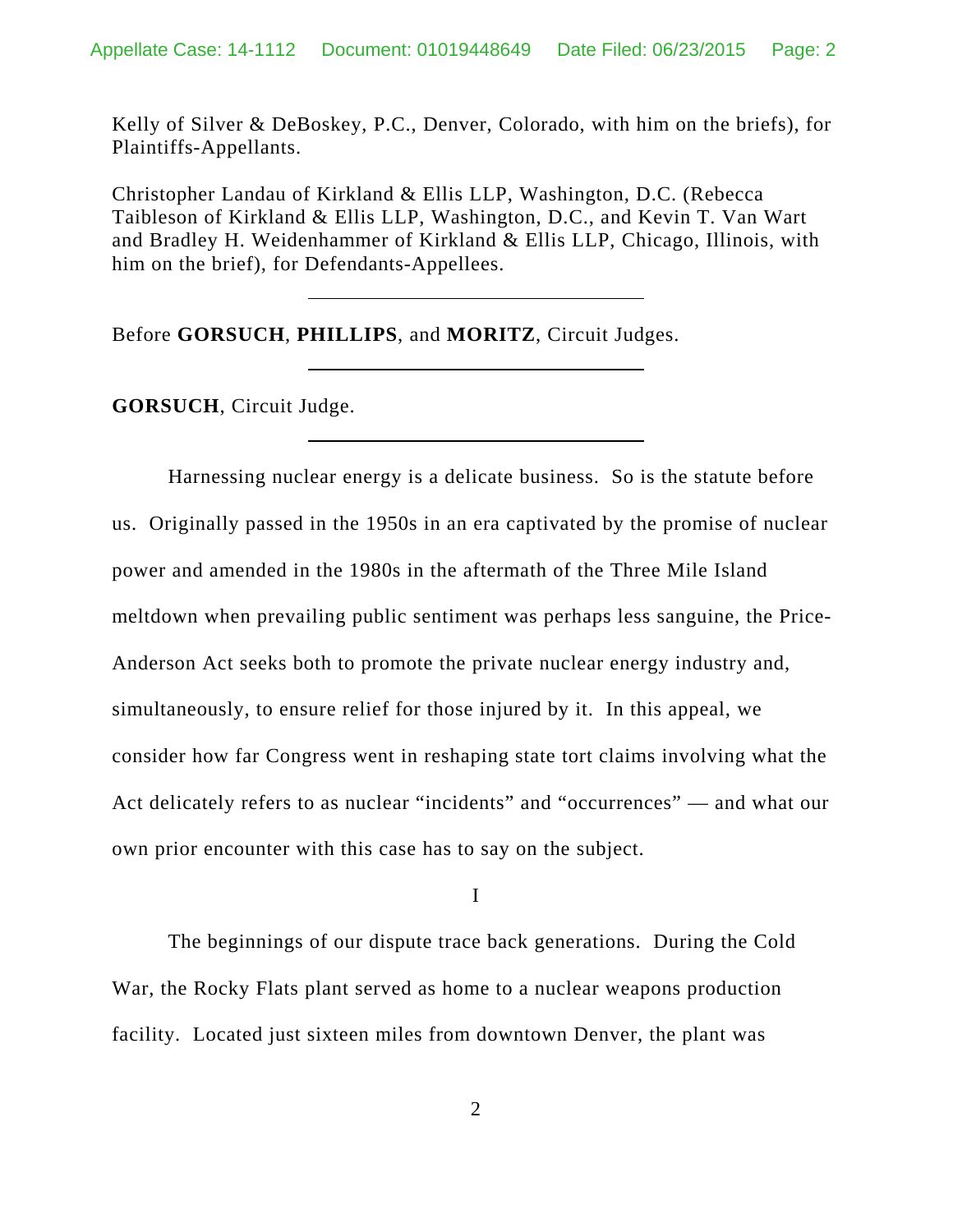Kelly of Silver & DeBoskey, P.C., Denver, Colorado, with him on the briefs), for Plaintiffs-Appellants.

Christopher Landau of Kirkland & Ellis LLP, Washington, D.C. (Rebecca Taibleson of Kirkland & Ellis LLP, Washington, D.C., and Kevin T. Van Wart and Bradley H. Weidenhammer of Kirkland & Ellis LLP, Chicago, Illinois, with him on the brief), for Defendants-Appellees.

---

Before **GORSUCH**, **PHILLIPS**, and **MORITZ**, Circuit Judges.

---

**GORSUCH**, Circuit Judge.

---

Harnessing nuclear energy is a delicate business. So is the statute before us. Originally passed in the 1950s in an era captivated by the promise of nuclear power and amended in the 1980s in the aftermath of the Three Mile Island meltdown when prevailing public sentiment was perhaps less sanguine, the Price-Anderson Act seeks both to promote the private nuclear energy industry and, simultaneously, to ensure relief for those injured by it. In this appeal, we consider how far Congress went in reshaping state tort claims involving what the Act delicately refers to as nuclear "incidents" and "occurrences" — and what our own prior encounter with this case has to say on the subject.

I

The beginnings of our dispute trace back generations. During the Cold War, the Rocky Flats plant served as home to a nuclear weapons production facility. Located just sixteen miles from downtown Denver, the plant was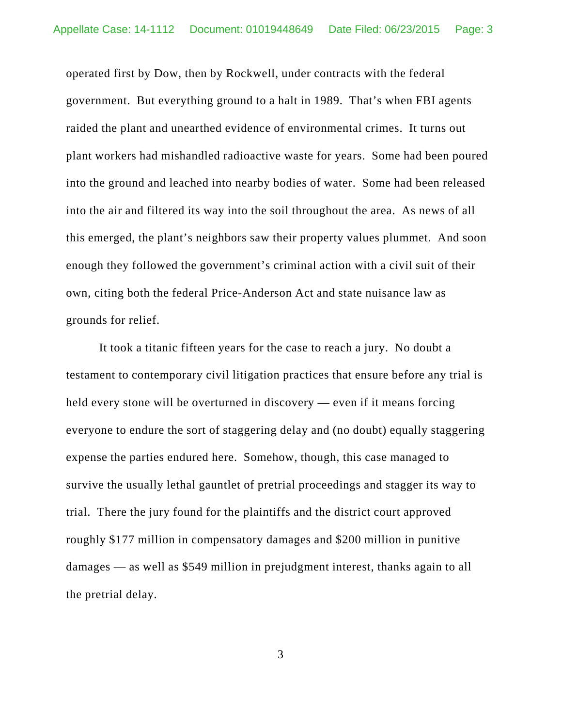operated first by Dow, then by Rockwell, under contracts with the federal government. But everything ground to a halt in 1989. That's when FBI agents raided the plant and unearthed evidence of environmental crimes. It turns out plant workers had mishandled radioactive waste for years. Some had been poured into the ground and leached into nearby bodies of water. Some had been released into the air and filtered its way into the soil throughout the area. As news of all this emerged, the plant's neighbors saw their property values plummet. And soon enough they followed the government's criminal action with a civil suit of their own, citing both the federal Price-Anderson Act and state nuisance law as grounds for relief.

It took a titanic fifteen years for the case to reach a jury. No doubt a testament to contemporary civil litigation practices that ensure before any trial is held every stone will be overturned in discovery — even if it means forcing everyone to endure the sort of staggering delay and (no doubt) equally staggering expense the parties endured here. Somehow, though, this case managed to survive the usually lethal gauntlet of pretrial proceedings and stagger its way to trial. There the jury found for the plaintiffs and the district court approved roughly $177 million in compensatory damages and $200 million in punitive damages — as well as $549 million in prejudgment interest, thanks again to all the pretrial delay.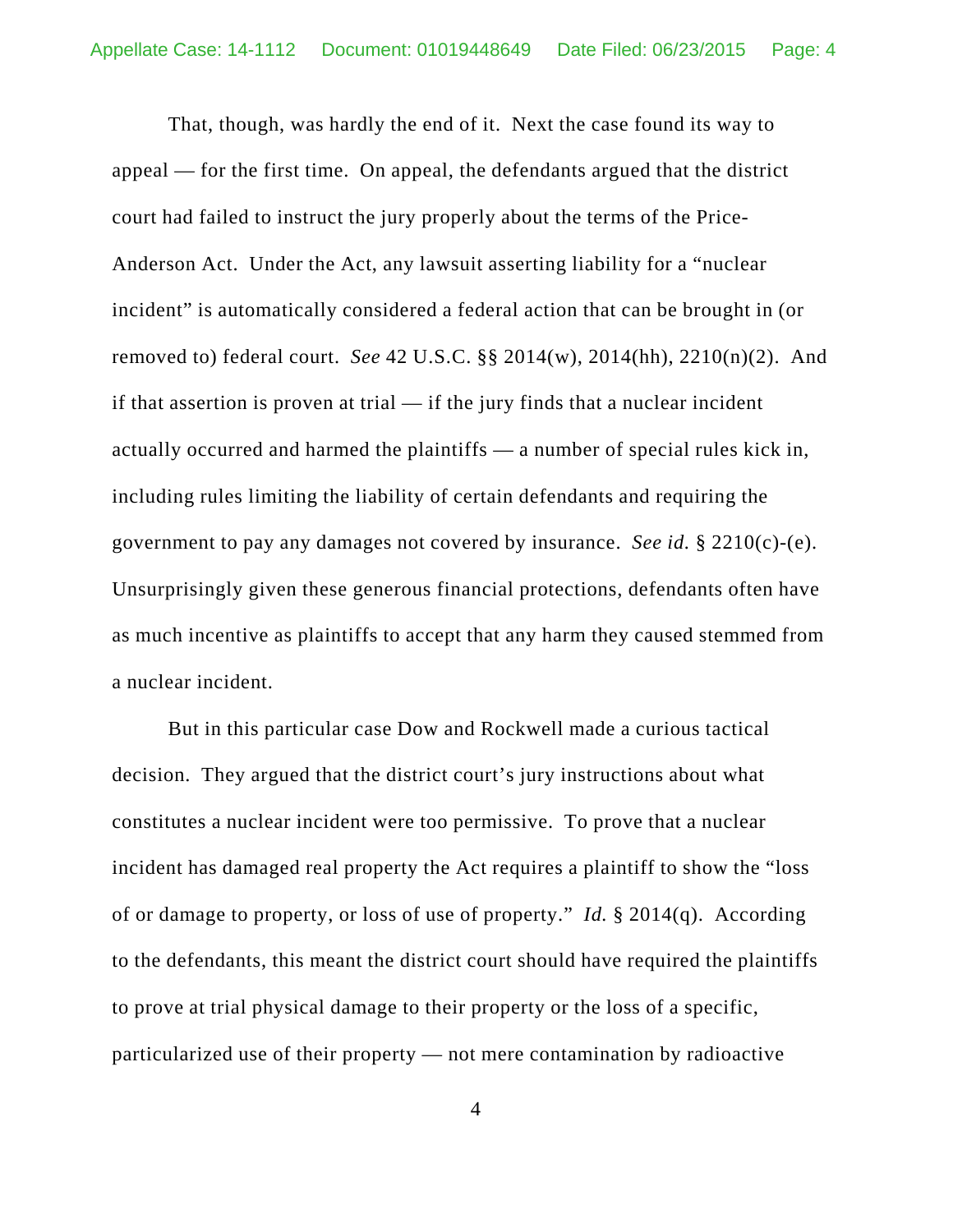That, though, was hardly the end of it. Next the case found its way to appeal — for the first time. On appeal, the defendants argued that the district court had failed to instruct the jury properly about the terms of the Price-Anderson Act. Under the Act, any lawsuit asserting liability for a "nuclear incident" is automatically considered a federal action that can be brought in (or removed to) federal court. *See* 42 U.S.C. §§ 2014(w), 2014(hh), 2210(n)(2). And if that assertion is proven at trial — if the jury finds that a nuclear incident actually occurred and harmed the plaintiffs — a number of special rules kick in, including rules limiting the liability of certain defendants and requiring the government to pay any damages not covered by insurance. *See id.* § 2210(c)-(e). Unsurprisingly given these generous financial protections, defendants often have as much incentive as plaintiffs to accept that any harm they caused stemmed from a nuclear incident.

But in this particular case Dow and Rockwell made a curious tactical decision. They argued that the district court's jury instructions about what constitutes a nuclear incident were too permissive. To prove that a nuclear incident has damaged real property the Act requires a plaintiff to show the "loss of or damage to property, or loss of use of property." *Id.* § 2014(q). According to the defendants, this meant the district court should have required the plaintiffs to prove at trial physical damage to their property or the loss of a specific, particularized use of their property — not mere contamination by radioactive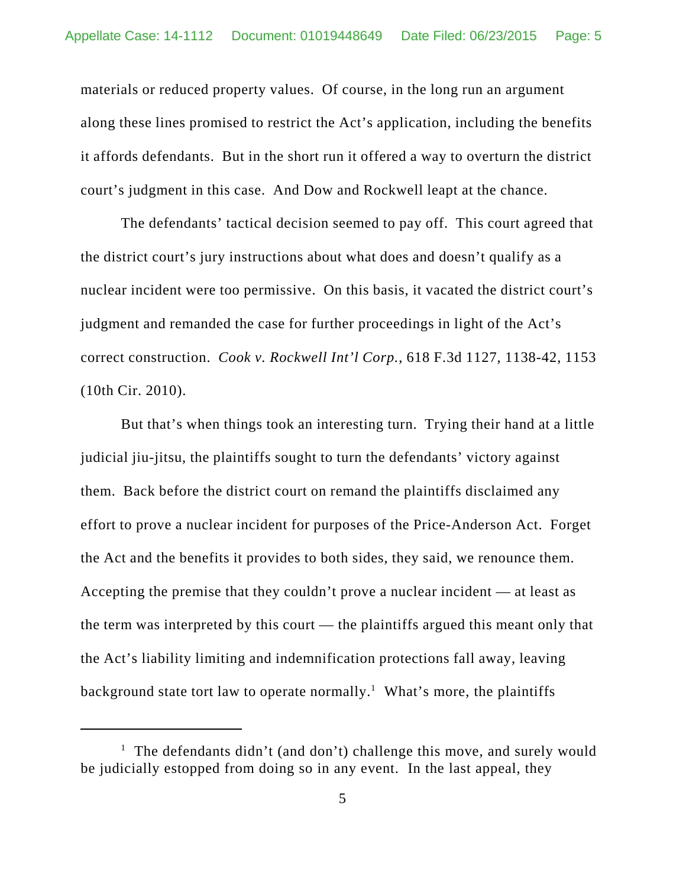materials or reduced property values. Of course, in the long run an argument along these lines promised to restrict the Act's application, including the benefits it affords defendants. But in the short run it offered a way to overturn the district court's judgment in this case. And Dow and Rockwell leapt at the chance.

The defendants' tactical decision seemed to pay off. This court agreed that the district court's jury instructions about what does and doesn't qualify as a nuclear incident were too permissive. On this basis, it vacated the district court's judgment and remanded the case for further proceedings in light of the Act's correct construction. *Cook v. Rockwell Int'l Corp.*, 618 F.3d 1127, 1138-42, 1153 (10th Cir. 2010).

But that's when things took an interesting turn. Trying their hand at a little judicial jiu-jitsu, the plaintiffs sought to turn the defendants' victory against them. Back before the district court on remand the plaintiffs disclaimed any effort to prove a nuclear incident for purposes of the Price-Anderson Act. Forget the Act and the benefits it provides to both sides, they said, we renounce them. Accepting the premise that they couldn't prove a nuclear incident — at least as the term was interpreted by this court — the plaintiffs argued this meant only that the Act's liability limiting and indemnification protections fall away, leaving background state tort law to operate normally.[1] What's more, the plaintiffs

---

[1] The defendants didn't (and don't) challenge this move, and surely would be judicially estopped from doing so in any event. In the last appeal, they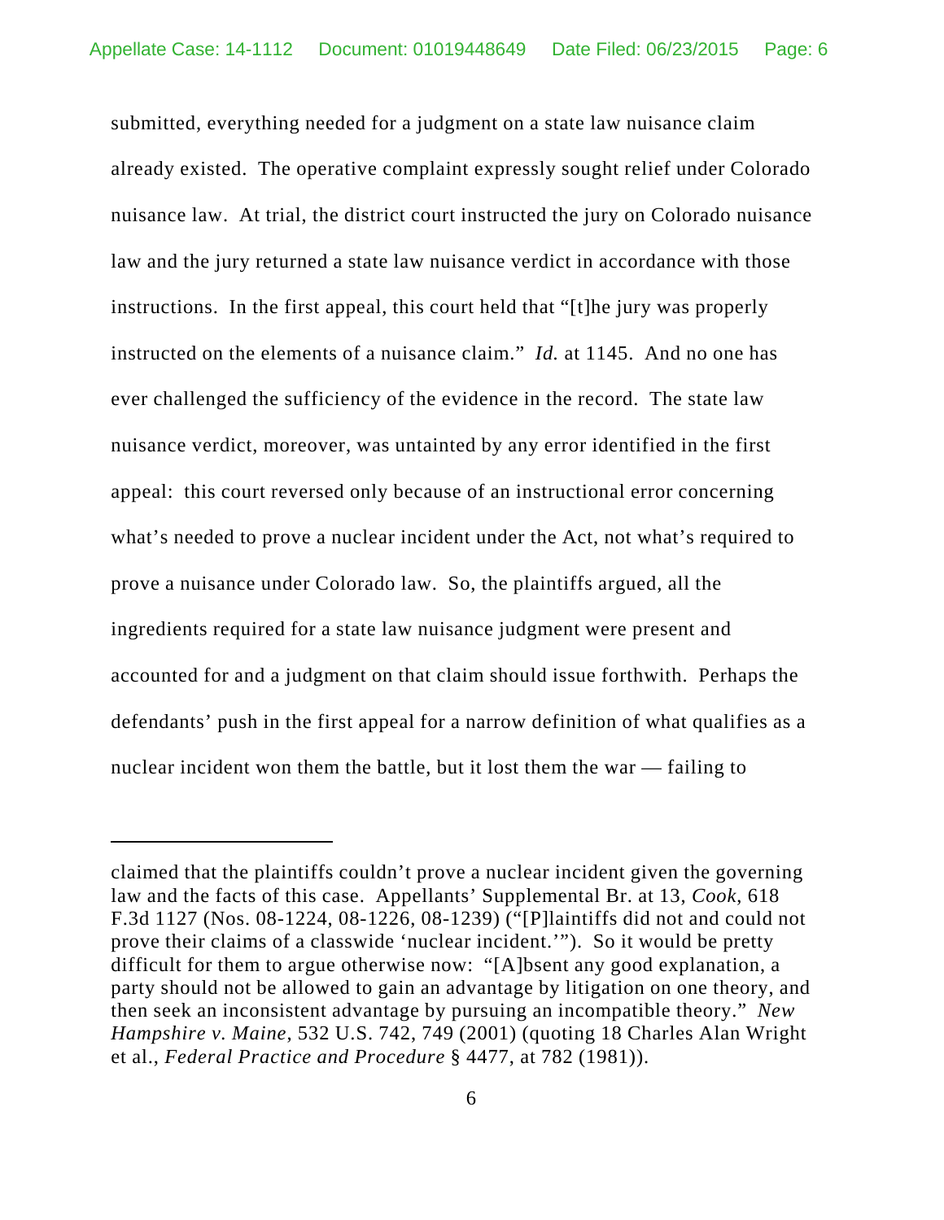submitted, everything needed for a judgment on a state law nuisance claim already existed. The operative complaint expressly sought relief under Colorado nuisance law. At trial, the district court instructed the jury on Colorado nuisance law and the jury returned a state law nuisance verdict in accordance with those instructions. In the first appeal, this court held that "[t]he jury was properly instructed on the elements of a nuisance claim." *Id.* at 1145. And no one has ever challenged the sufficiency of the evidence in the record. The state law nuisance verdict, moreover, was untainted by any error identified in the first appeal: this court reversed only because of an instructional error concerning what's needed to prove a nuclear incident under the Act, not what's required to prove a nuisance under Colorado law. So, the plaintiffs argued, all the ingredients required for a state law nuisance judgment were present and accounted for and a judgment on that claim should issue forthwith. Perhaps the defendants' push in the first appeal for a narrow definition of what qualifies as a nuclear incident won them the battle, but it lost them the war — failing to

---

claimed that the plaintiffs couldn't prove a nuclear incident given the governing law and the facts of this case. Appellants' Supplemental Br. at 13, *Cook*, 618 F.3d 1127 (Nos. 08-1224, 08-1226, 08-1239) ("[P]laintiffs did not and could not prove their claims of a classwide 'nuclear incident.'"). So it would be pretty difficult for them to argue otherwise now: "[A]bsent any good explanation, a party should not be allowed to gain an advantage by litigation on one theory, and then seek an inconsistent advantage by pursuing an incompatible theory." *New Hampshire v. Maine*, 532 U.S. 742, 749 (2001) (quoting 18 Charles Alan Wright et al., *Federal Practice and Procedure* § 4477, at 782 (1981)).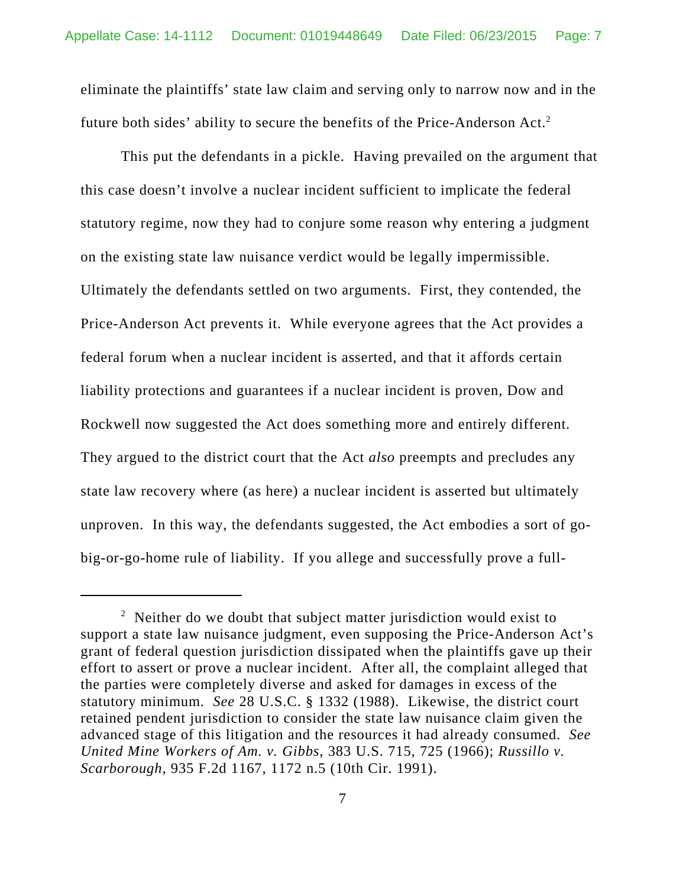eliminate the plaintiffs' state law claim and serving only to narrow now and in the future both sides' ability to secure the benefits of the Price-Anderson Act.[2]

This put the defendants in a pickle. Having prevailed on the argument that this case doesn't involve a nuclear incident sufficient to implicate the federal statutory regime, now they had to conjure some reason why entering a judgment on the existing state law nuisance verdict would be legally impermissible. Ultimately the defendants settled on two arguments. First, they contended, the Price-Anderson Act prevents it. While everyone agrees that the Act provides a federal forum when a nuclear incident is asserted, and that it affords certain liability protections and guarantees if a nuclear incident is proven, Dow and Rockwell now suggested the Act does something more and entirely different. They argued to the district court that the Act *also* preempts and precludes any state law recovery where (as here) a nuclear incident is asserted but ultimately unproven. In this way, the defendants suggested, the Act embodies a sort of go-big-or-go-home rule of liability. If you allege and successfully prove a full-

---

[2] Neither do we doubt that subject matter jurisdiction would exist to support a state law nuisance judgment, even supposing the Price-Anderson Act's grant of federal question jurisdiction dissipated when the plaintiffs gave up their effort to assert or prove a nuclear incident. After all, the complaint alleged that the parties were completely diverse and asked for damages in excess of the statutory minimum. *See* 28 U.S.C. § 1332 (1988). Likewise, the district court retained pendent jurisdiction to consider the state law nuisance claim given the advanced stage of this litigation and the resources it had already consumed. *See United Mine Workers of Am. v. Gibbs*, 383 U.S. 715, 725 (1966); *Russillo v. Scarborough*, 935 F.2d 1167, 1172 n.5 (10th Cir. 1991).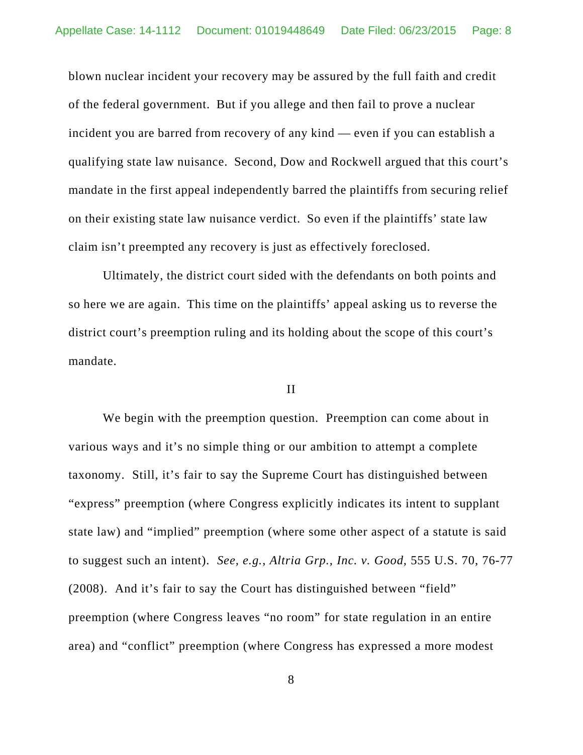blown nuclear incident your recovery may be assured by the full faith and credit of the federal government. But if you allege and then fail to prove a nuclear incident you are barred from recovery of any kind — even if you can establish a qualifying state law nuisance. Second, Dow and Rockwell argued that this court's mandate in the first appeal independently barred the plaintiffs from securing relief on their existing state law nuisance verdict. So even if the plaintiffs' state law claim isn't preempted any recovery is just as effectively foreclosed.

Ultimately, the district court sided with the defendants on both points and so here we are again. This time on the plaintiffs' appeal asking us to reverse the district court's preemption ruling and its holding about the scope of this court's mandate.

## II

We begin with the preemption question. Preemption can come about in various ways and it's no simple thing or our ambition to attempt a complete taxonomy. Still, it's fair to say the Supreme Court has distinguished between "express" preemption (where Congress explicitly indicates its intent to supplant state law) and "implied" preemption (where some other aspect of a statute is said to suggest such an intent). *See, e.g.*, *Altria Grp., Inc. v. Good*, 555 U.S. 70, 76-77 (2008). And it's fair to say the Court has distinguished between "field" preemption (where Congress leaves "no room" for state regulation in an entire area) and "conflict" preemption (where Congress has expressed a more modest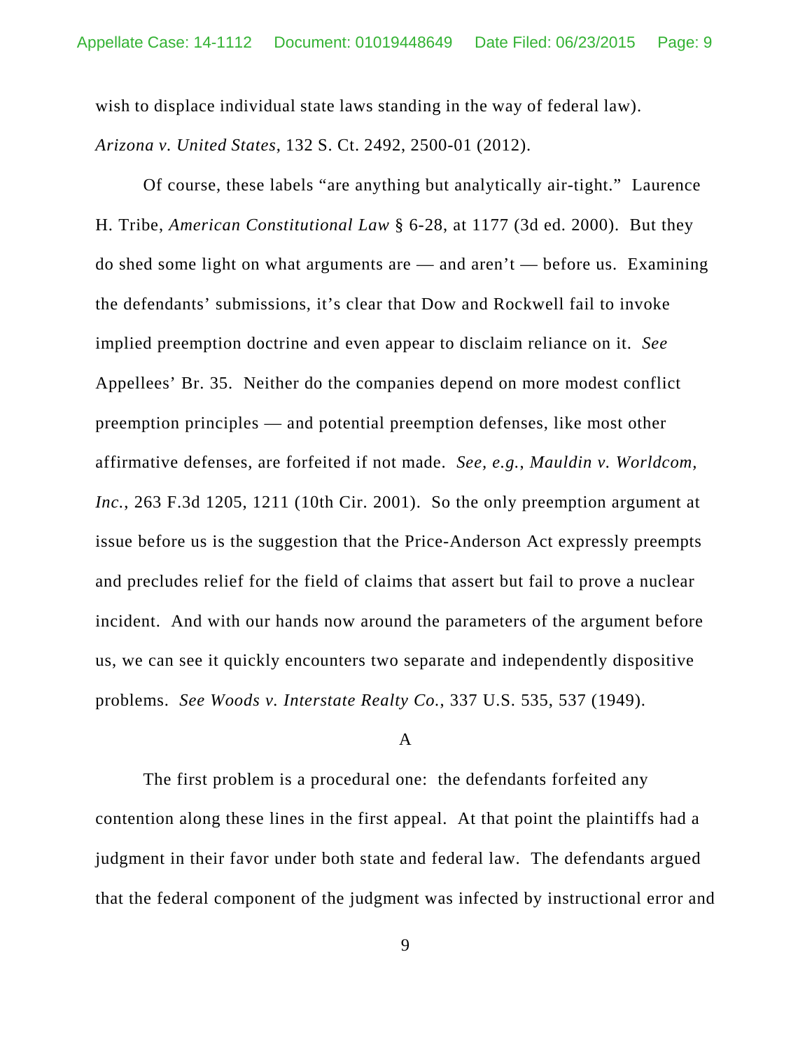wish to displace individual state laws standing in the way of federal law). *Arizona v. United States*, 132 S. Ct. 2492, 2500-01 (2012).

Of course, these labels "are anything but analytically air-tight." Laurence H. Tribe, *American Constitutional Law* § 6-28, at 1177 (3d ed. 2000). But they do shed some light on what arguments are — and aren't — before us. Examining the defendants' submissions, it's clear that Dow and Rockwell fail to invoke implied preemption doctrine and even appear to disclaim reliance on it. *See* Appellees' Br. 35. Neither do the companies depend on more modest conflict preemption principles — and potential preemption defenses, like most other affirmative defenses, are forfeited if not made. *See, e.g.*, *Mauldin v. Worldcom, Inc.*, 263 F.3d 1205, 1211 (10th Cir. 2001). So the only preemption argument at issue before us is the suggestion that the Price-Anderson Act expressly preempts and precludes relief for the field of claims that assert but fail to prove a nuclear incident. And with our hands now around the parameters of the argument before us, we can see it quickly encounters two separate and independently dispositive problems. *See Woods v. Interstate Realty Co.*, 337 U.S. 535, 537 (1949).

A

The first problem is a procedural one: the defendants forfeited any contention along these lines in the first appeal. At that point the plaintiffs had a judgment in their favor under both state and federal law. The defendants argued that the federal component of the judgment was infected by instructional error and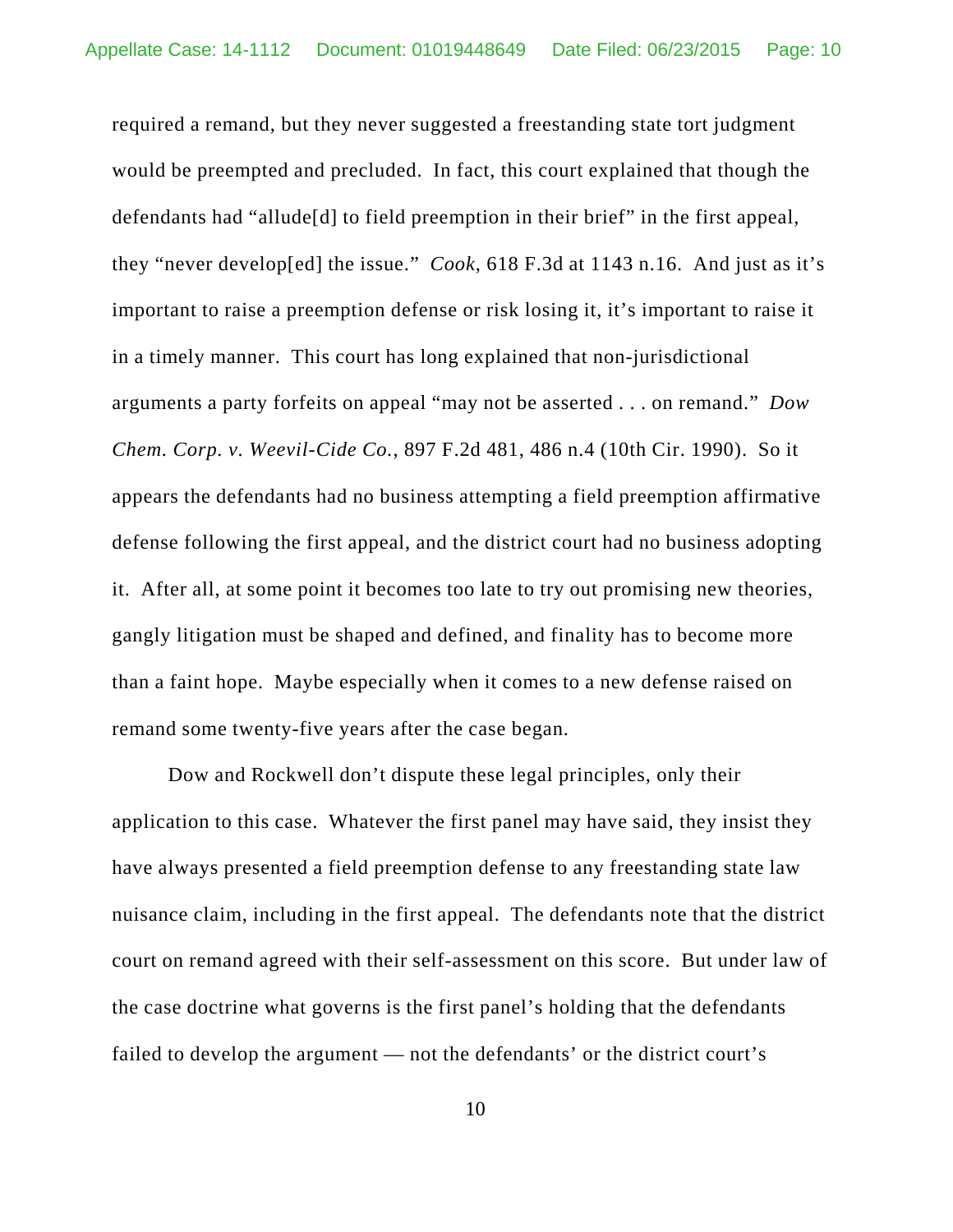required a remand, but they never suggested a freestanding state tort judgment would be preempted and precluded. In fact, this court explained that though the defendants had "allude[d] to field preemption in their brief" in the first appeal, they "never develop[ed] the issue." *Cook*, 618 F.3d at 1143 n.16. And just as it's important to raise a preemption defense or risk losing it, it's important to raise it in a timely manner. This court has long explained that non-jurisdictional arguments a party forfeits on appeal "may not be asserted . . . on remand." *Dow Chem. Corp. v. Weevil-Cide Co.*, 897 F.2d 481, 486 n.4 (10th Cir. 1990). So it appears the defendants had no business attempting a field preemption affirmative defense following the first appeal, and the district court had no business adopting it. After all, at some point it becomes too late to try out promising new theories, gangly litigation must be shaped and defined, and finality has to become more than a faint hope. Maybe especially when it comes to a new defense raised on remand some twenty-five years after the case began.

Dow and Rockwell don't dispute these legal principles, only their application to this case. Whatever the first panel may have said, they insist they have always presented a field preemption defense to any freestanding state law nuisance claim, including in the first appeal. The defendants note that the district court on remand agreed with their self-assessment on this score. But under law of the case doctrine what governs is the first panel's holding that the defendants failed to develop the argument — not the defendants' or the district court's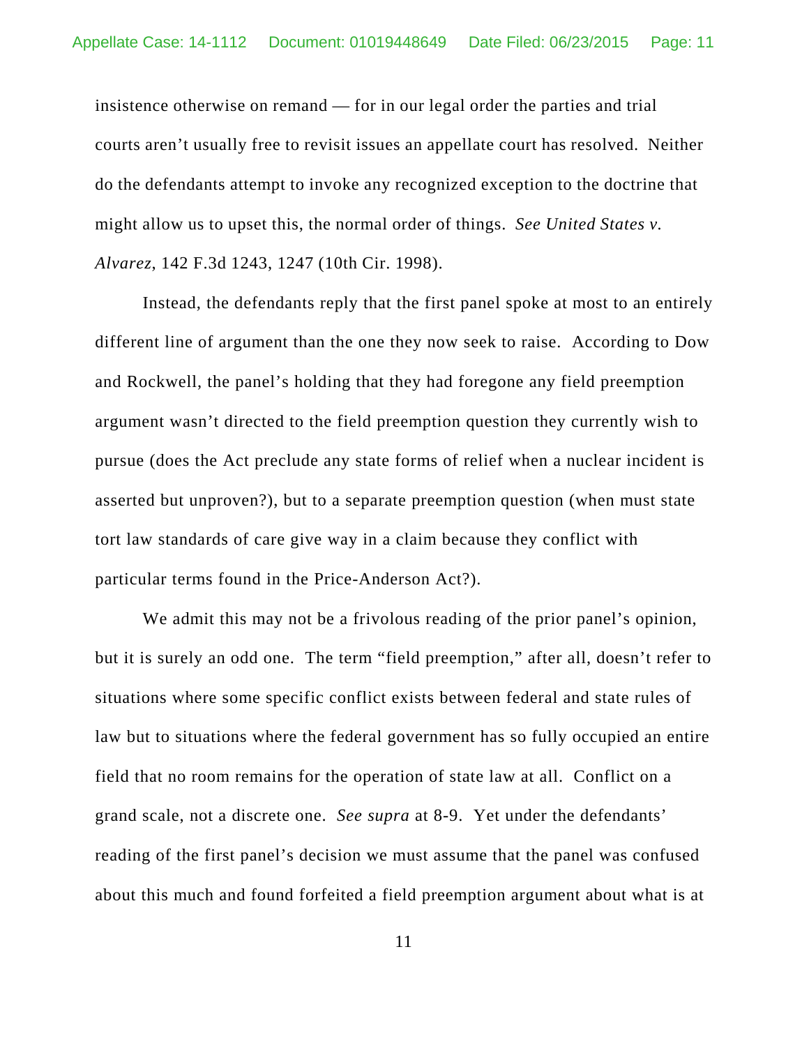insistence otherwise on remand — for in our legal order the parties and trial courts aren't usually free to revisit issues an appellate court has resolved. Neither do the defendants attempt to invoke any recognized exception to the doctrine that might allow us to upset this, the normal order of things. *See United States v. Alvarez*, 142 F.3d 1243, 1247 (10th Cir. 1998).

Instead, the defendants reply that the first panel spoke at most to an entirely different line of argument than the one they now seek to raise. According to Dow and Rockwell, the panel's holding that they had foregone any field preemption argument wasn't directed to the field preemption question they currently wish to pursue (does the Act preclude any state forms of relief when a nuclear incident is asserted but unproven?), but to a separate preemption question (when must state tort law standards of care give way in a claim because they conflict with particular terms found in the Price-Anderson Act?).

We admit this may not be a frivolous reading of the prior panel's opinion, but it is surely an odd one. The term "field preemption," after all, doesn't refer to situations where some specific conflict exists between federal and state rules of law but to situations where the federal government has so fully occupied an entire field that no room remains for the operation of state law at all. Conflict on a grand scale, not a discrete one. *See supra* at 8-9. Yet under the defendants' reading of the first panel's decision we must assume that the panel was confused about this much and found forfeited a field preemption argument about what is at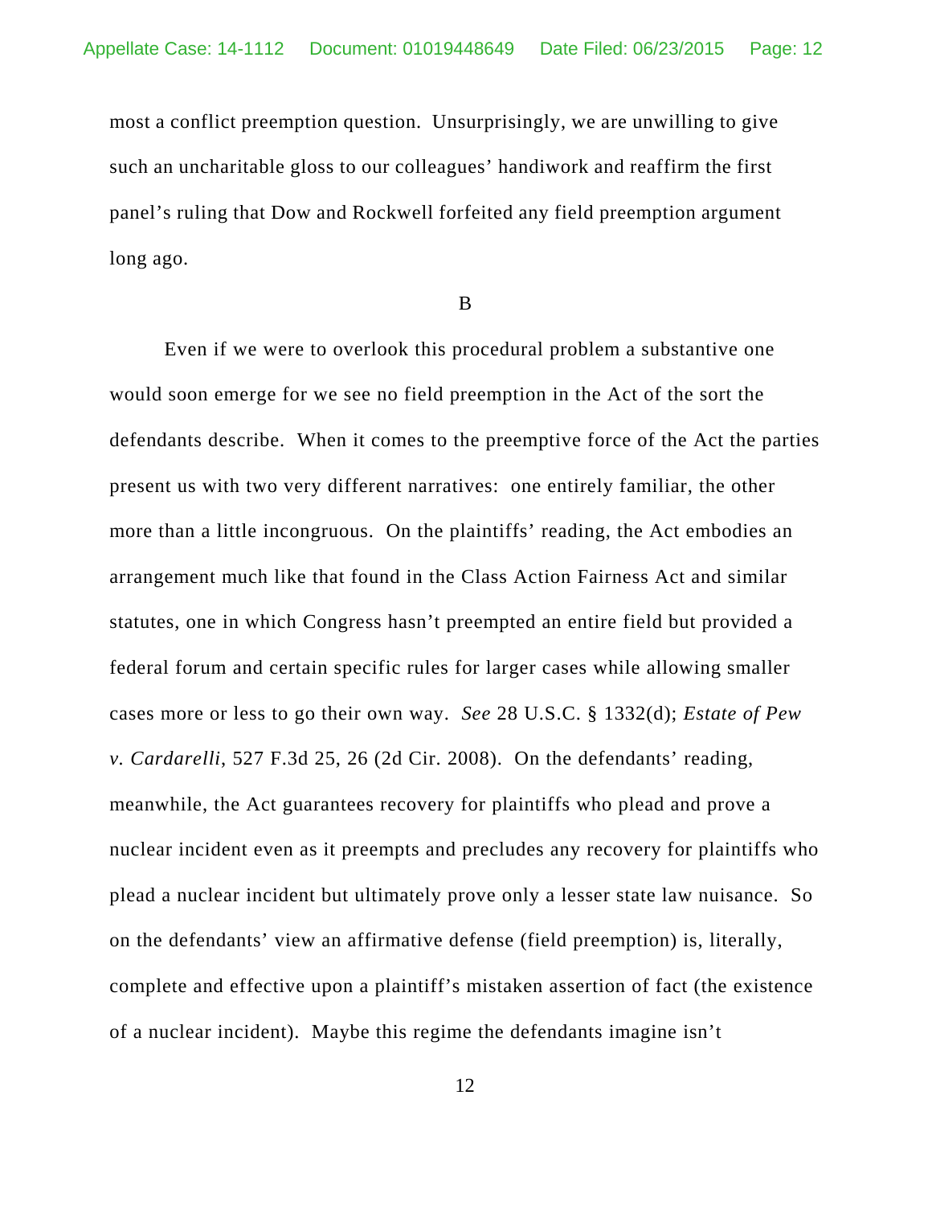most a conflict preemption question. Unsurprisingly, we are unwilling to give such an uncharitable gloss to our colleagues' handiwork and reaffirm the first panel's ruling that Dow and Rockwell forfeited any field preemption argument long ago.

B

Even if we were to overlook this procedural problem a substantive one would soon emerge for we see no field preemption in the Act of the sort the defendants describe. When it comes to the preemptive force of the Act the parties present us with two very different narratives: one entirely familiar, the other more than a little incongruous. On the plaintiffs' reading, the Act embodies an arrangement much like that found in the Class Action Fairness Act and similar statutes, one in which Congress hasn't preempted an entire field but provided a federal forum and certain specific rules for larger cases while allowing smaller cases more or less to go their own way. *See* 28 U.S.C. § 1332(d); *Estate of Pew v. Cardarelli*, 527 F.3d 25, 26 (2d Cir. 2008). On the defendants' reading, meanwhile, the Act guarantees recovery for plaintiffs who plead and prove a nuclear incident even as it preempts and precludes any recovery for plaintiffs who plead a nuclear incident but ultimately prove only a lesser state law nuisance. So on the defendants' view an affirmative defense (field preemption) is, literally, complete and effective upon a plaintiff's mistaken assertion of fact (the existence of a nuclear incident). Maybe this regime the defendants imagine isn't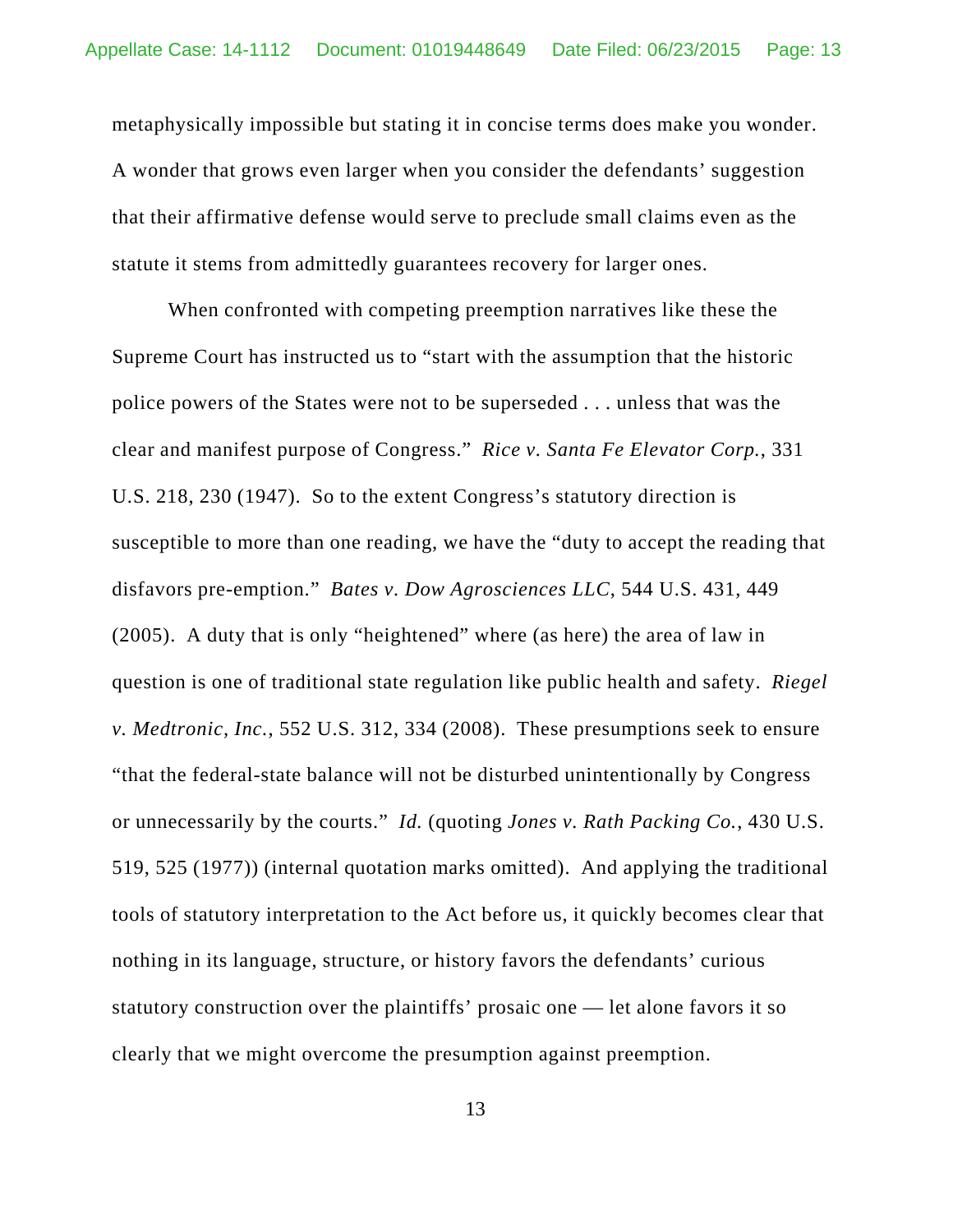metaphysically impossible but stating it in concise terms does make you wonder. A wonder that grows even larger when you consider the defendants' suggestion that their affirmative defense would serve to preclude small claims even as the statute it stems from admittedly guarantees recovery for larger ones.

When confronted with competing preemption narratives like these the Supreme Court has instructed us to "start with the assumption that the historic police powers of the States were not to be superseded . . . unless that was the clear and manifest purpose of Congress." *Rice v. Santa Fe Elevator Corp.*, 331 U.S. 218, 230 (1947). So to the extent Congress's statutory direction is susceptible to more than one reading, we have the "duty to accept the reading that disfavors pre-emption." *Bates v. Dow Agrosciences LLC*, 544 U.S. 431, 449 (2005). A duty that is only "heightened" where (as here) the area of law in question is one of traditional state regulation like public health and safety. *Riegel v. Medtronic, Inc.*, 552 U.S. 312, 334 (2008). These presumptions seek to ensure "that the federal-state balance will not be disturbed unintentionally by Congress or unnecessarily by the courts." *Id.* (quoting *Jones v. Rath Packing Co.*, 430 U.S. 519, 525 (1977)) (internal quotation marks omitted). And applying the traditional tools of statutory interpretation to the Act before us, it quickly becomes clear that nothing in its language, structure, or history favors the defendants' curious statutory construction over the plaintiffs' prosaic one — let alone favors it so clearly that we might overcome the presumption against preemption.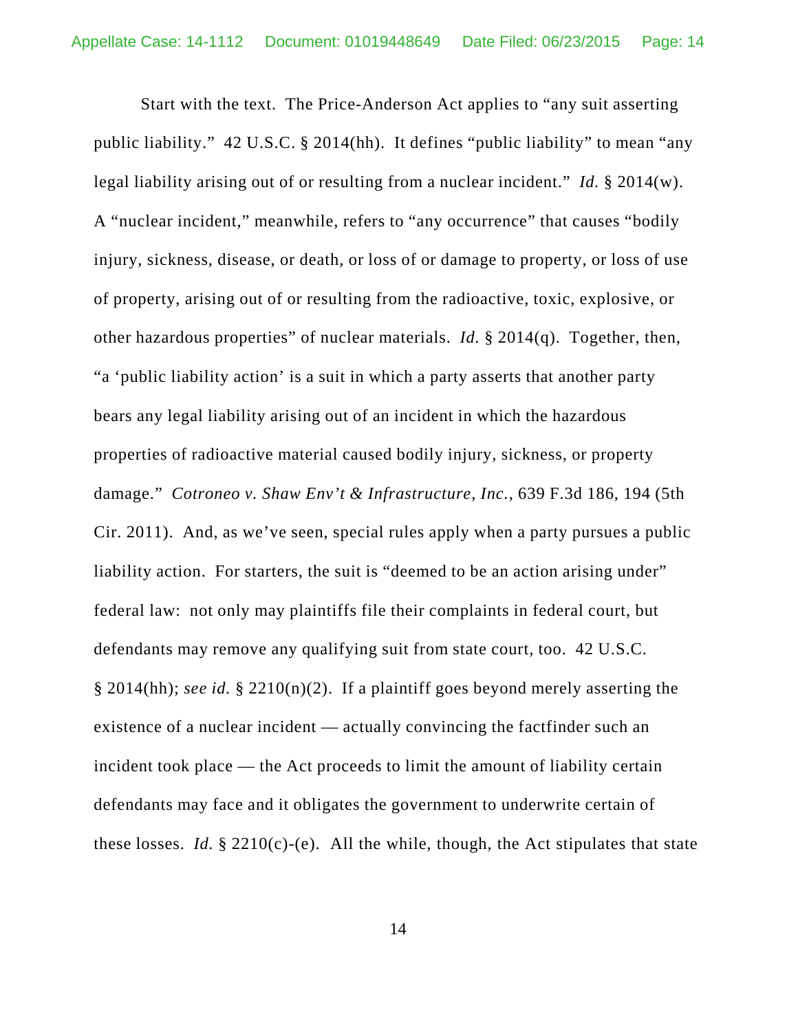Start with the text. The Price-Anderson Act applies to "any suit asserting public liability." 42 U.S.C. § 2014(hh). It defines "public liability" to mean "any legal liability arising out of or resulting from a nuclear incident." *Id.* § 2014(w). A "nuclear incident," meanwhile, refers to "any occurrence" that causes "bodily injury, sickness, disease, or death, or loss of or damage to property, or loss of use of property, arising out of or resulting from the radioactive, toxic, explosive, or other hazardous properties" of nuclear materials. *Id.* § 2014(q). Together, then, "a 'public liability action' is a suit in which a party asserts that another party bears any legal liability arising out of an incident in which the hazardous properties of radioactive material caused bodily injury, sickness, or property damage." *Cotroneo v. Shaw Env't & Infrastructure, Inc.*, 639 F.3d 186, 194 (5th Cir. 2011). And, as we've seen, special rules apply when a party pursues a public liability action. For starters, the suit is "deemed to be an action arising under" federal law: not only may plaintiffs file their complaints in federal court, but defendants may remove any qualifying suit from state court, too. 42 U.S.C. § 2014(hh); *see id.* § 2210(n)(2). If a plaintiff goes beyond merely asserting the existence of a nuclear incident — actually convincing the factfinder such an incident took place — the Act proceeds to limit the amount of liability certain defendants may face and it obligates the government to underwrite certain of these losses. *Id.* § 2210(c)-(e). All the while, though, the Act stipulates that state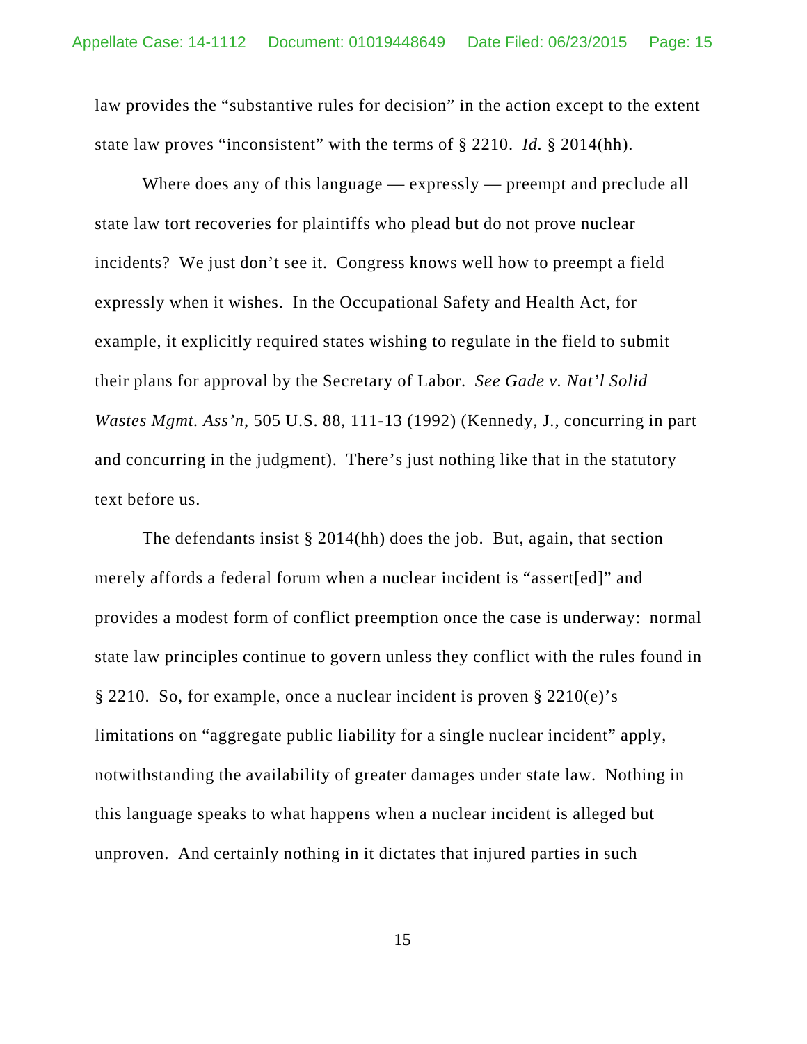law provides the "substantive rules for decision" in the action except to the extent state law proves "inconsistent" with the terms of § 2210. *Id.* § 2014(hh).

Where does any of this language — expressly — preempt and preclude all state law tort recoveries for plaintiffs who plead but do not prove nuclear incidents? We just don't see it. Congress knows well how to preempt a field expressly when it wishes. In the Occupational Safety and Health Act, for example, it explicitly required states wishing to regulate in the field to submit their plans for approval by the Secretary of Labor. *See Gade v. Nat'l Solid Wastes Mgmt. Ass'n*, 505 U.S. 88, 111-13 (1992) (Kennedy, J., concurring in part and concurring in the judgment). There's just nothing like that in the statutory text before us.

The defendants insist § 2014(hh) does the job. But, again, that section merely affords a federal forum when a nuclear incident is "assert[ed]" and provides a modest form of conflict preemption once the case is underway: normal state law principles continue to govern unless they conflict with the rules found in § 2210. So, for example, once a nuclear incident is proven § 2210(e)'s limitations on "aggregate public liability for a single nuclear incident" apply, notwithstanding the availability of greater damages under state law. Nothing in this language speaks to what happens when a nuclear incident is alleged but unproven. And certainly nothing in it dictates that injured parties in such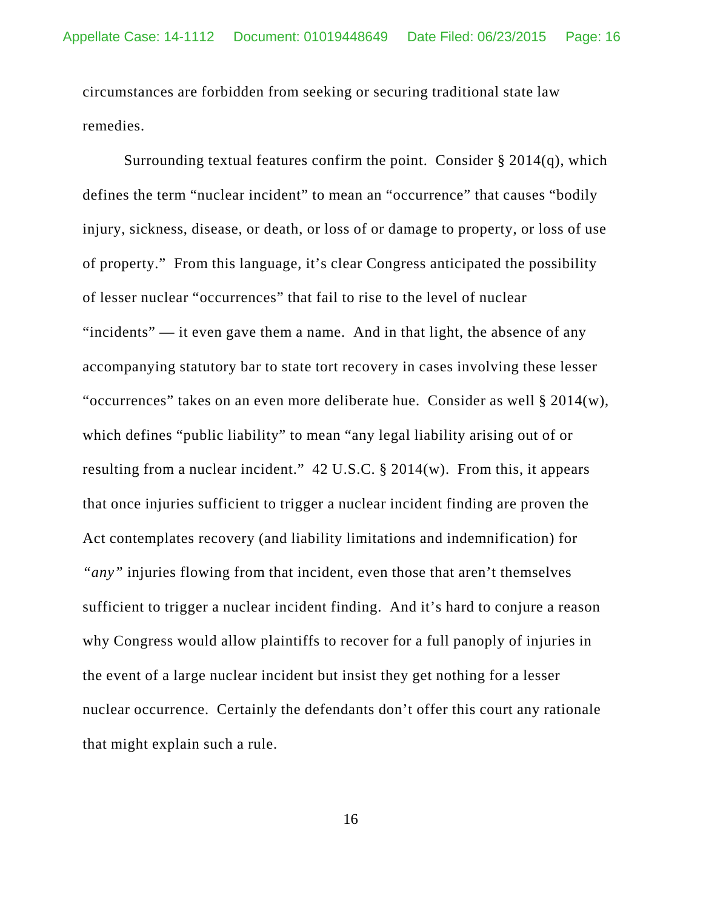circumstances are forbidden from seeking or securing traditional state law remedies.

Surrounding textual features confirm the point. Consider § 2014(q), which defines the term "nuclear incident" to mean an "occurrence" that causes "bodily injury, sickness, disease, or death, or loss of or damage to property, or loss of use of property." From this language, it's clear Congress anticipated the possibility of lesser nuclear "occurrences" that fail to rise to the level of nuclear "incidents" — it even gave them a name. And in that light, the absence of any accompanying statutory bar to state tort recovery in cases involving these lesser "occurrences" takes on an even more deliberate hue. Consider as well § 2014(w), which defines "public liability" to mean "any legal liability arising out of or resulting from a nuclear incident." 42 U.S.C. § 2014(w). From this, it appears that once injuries sufficient to trigger a nuclear incident finding are proven the Act contemplates recovery (and liability limitations and indemnification) for *"any"* injuries flowing from that incident, even those that aren't themselves sufficient to trigger a nuclear incident finding. And it's hard to conjure a reason why Congress would allow plaintiffs to recover for a full panoply of injuries in the event of a large nuclear incident but insist they get nothing for a lesser nuclear occurrence. Certainly the defendants don't offer this court any rationale that might explain such a rule.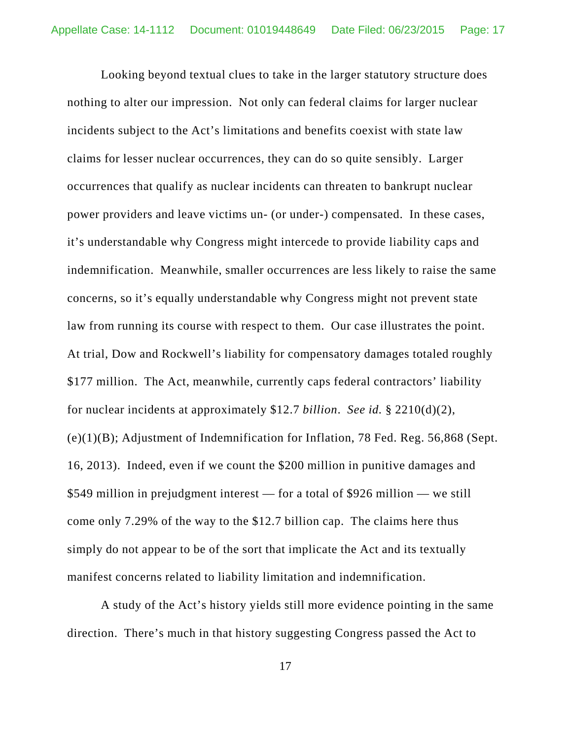Looking beyond textual clues to take in the larger statutory structure does nothing to alter our impression. Not only can federal claims for larger nuclear incidents subject to the Act's limitations and benefits coexist with state law claims for lesser nuclear occurrences, they can do so quite sensibly. Larger occurrences that qualify as nuclear incidents can threaten to bankrupt nuclear power providers and leave victims un- (or under-) compensated. In these cases, it's understandable why Congress might intercede to provide liability caps and indemnification. Meanwhile, smaller occurrences are less likely to raise the same concerns, so it's equally understandable why Congress might not prevent state law from running its course with respect to them. Our case illustrates the point. At trial, Dow and Rockwell's liability for compensatory damages totaled roughly $177 million. The Act, meanwhile, currently caps federal contractors' liability for nuclear incidents at approximately $12.7 *billion*. *See id.* § 2210(d)(2), (e)(1)(B); Adjustment of Indemnification for Inflation, 78 Fed. Reg. 56,868 (Sept. 16, 2013). Indeed, even if we count the $200 million in punitive damages and $549 million in prejudgment interest — for a total of $926 million — we still come only 7.29% of the way to the $12.7 billion cap. The claims here thus simply do not appear to be of the sort that implicate the Act and its textually manifest concerns related to liability limitation and indemnification.

A study of the Act's history yields still more evidence pointing in the same direction. There's much in that history suggesting Congress passed the Act to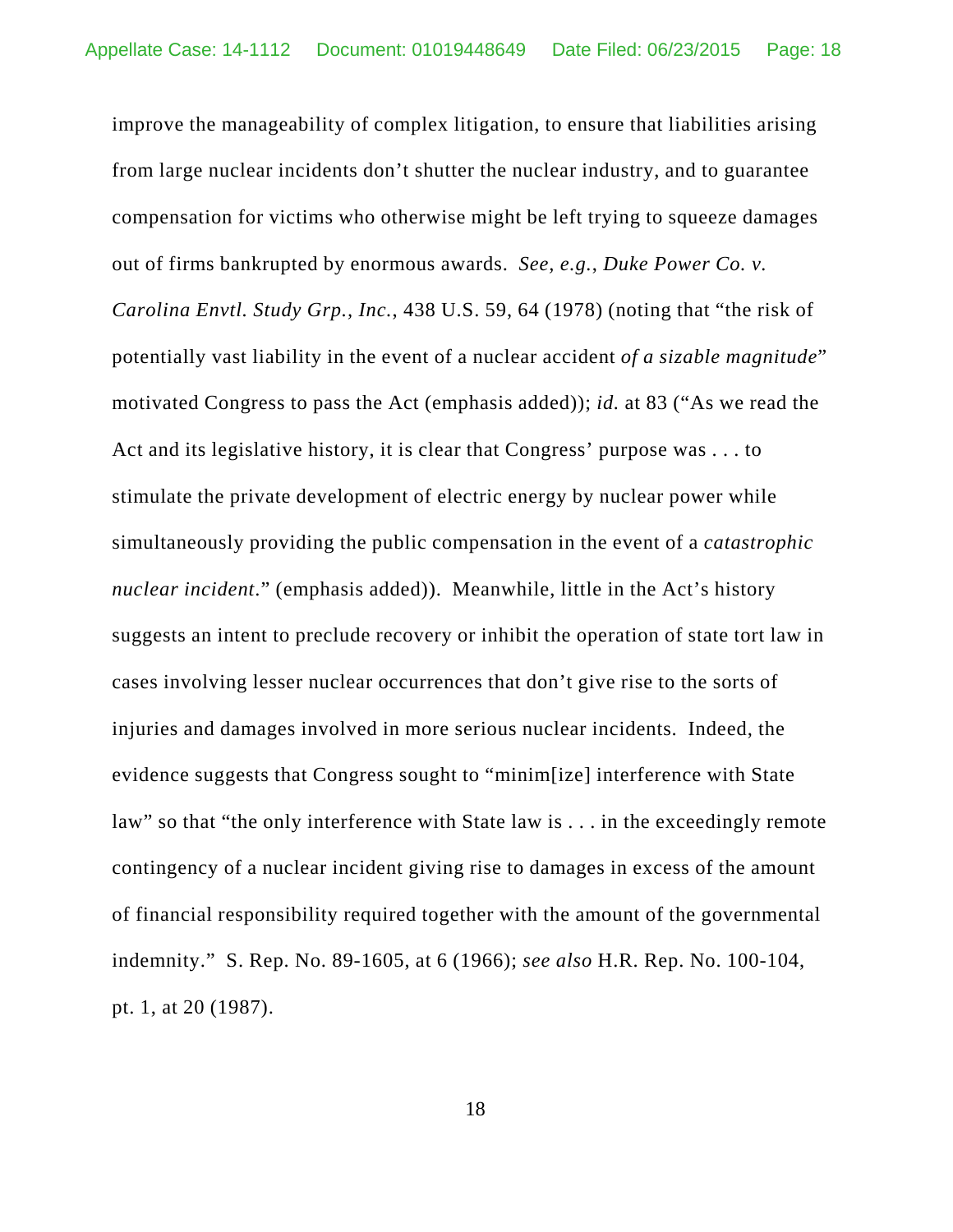improve the manageability of complex litigation, to ensure that liabilities arising from large nuclear incidents don't shutter the nuclear industry, and to guarantee compensation for victims who otherwise might be left trying to squeeze damages out of firms bankrupted by enormous awards. *See, e.g.*, *Duke Power Co. v. Carolina Envtl. Study Grp., Inc.*, 438 U.S. 59, 64 (1978) (noting that "the risk of potentially vast liability in the event of a nuclear accident *of a sizable magnitude*" motivated Congress to pass the Act (emphasis added)); *id.* at 83 ("As we read the Act and its legislative history, it is clear that Congress' purpose was . . . to stimulate the private development of electric energy by nuclear power while simultaneously providing the public compensation in the event of a *catastrophic nuclear incident*." (emphasis added)). Meanwhile, little in the Act's history suggests an intent to preclude recovery or inhibit the operation of state tort law in cases involving lesser nuclear occurrences that don't give rise to the sorts of injuries and damages involved in more serious nuclear incidents. Indeed, the evidence suggests that Congress sought to "minim[ize] interference with State law" so that "the only interference with State law is . . . in the exceedingly remote contingency of a nuclear incident giving rise to damages in excess of the amount of financial responsibility required together with the amount of the governmental indemnity." S. Rep. No. 89-1605, at 6 (1966); *see also* H.R. Rep. No. 100-104, pt. 1, at 20 (1987).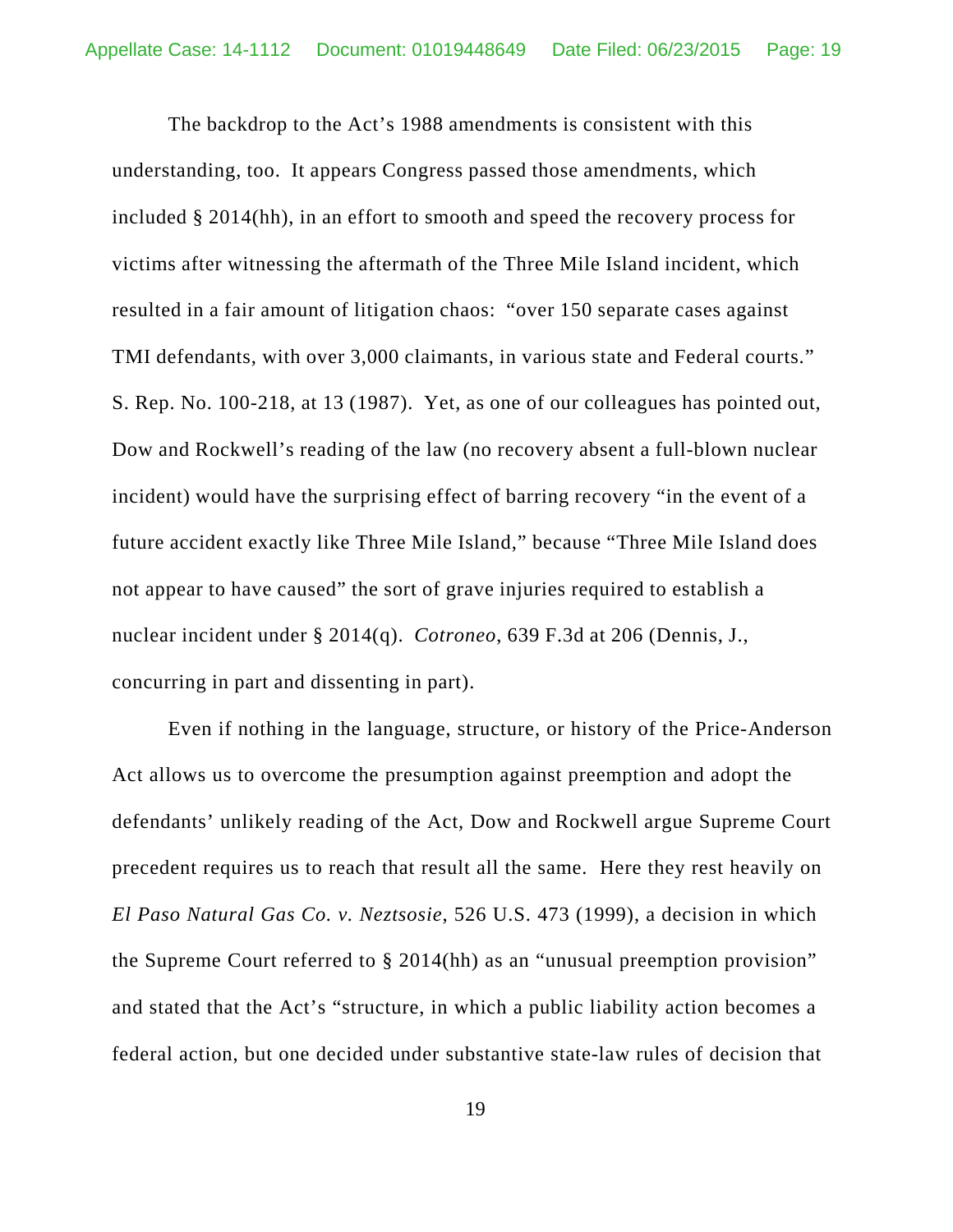The backdrop to the Act's 1988 amendments is consistent with this understanding, too. It appears Congress passed those amendments, which included § 2014(hh), in an effort to smooth and speed the recovery process for victims after witnessing the aftermath of the Three Mile Island incident, which resulted in a fair amount of litigation chaos: "over 150 separate cases against TMI defendants, with over 3,000 claimants, in various state and Federal courts." S. Rep. No. 100-218, at 13 (1987). Yet, as one of our colleagues has pointed out, Dow and Rockwell's reading of the law (no recovery absent a full-blown nuclear incident) would have the surprising effect of barring recovery "in the event of a future accident exactly like Three Mile Island," because "Three Mile Island does not appear to have caused" the sort of grave injuries required to establish a nuclear incident under § 2014(q). *Cotroneo*, 639 F.3d at 206 (Dennis, J., concurring in part and dissenting in part).

Even if nothing in the language, structure, or history of the Price-Anderson Act allows us to overcome the presumption against preemption and adopt the defendants' unlikely reading of the Act, Dow and Rockwell argue Supreme Court precedent requires us to reach that result all the same. Here they rest heavily on *El Paso Natural Gas Co. v. Neztsosie*, 526 U.S. 473 (1999), a decision in which the Supreme Court referred to § 2014(hh) as an "unusual preemption provision" and stated that the Act's "structure, in which a public liability action becomes a federal action, but one decided under substantive state-law rules of decision that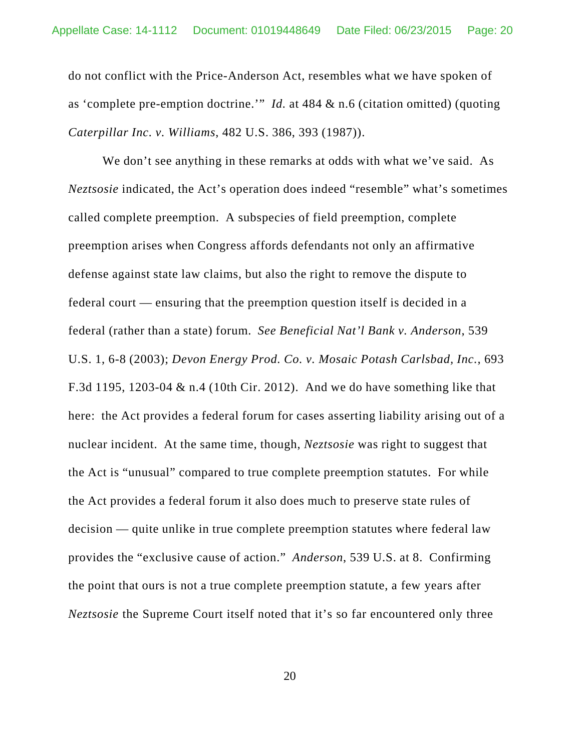do not conflict with the Price-Anderson Act, resembles what we have spoken of as 'complete pre-emption doctrine.'" *Id.* at 484 & n.6 (citation omitted) (quoting *Caterpillar Inc. v. Williams*, 482 U.S. 386, 393 (1987)).

We don't see anything in these remarks at odds with what we've said. As *Neztsosie* indicated, the Act's operation does indeed "resemble" what's sometimes called complete preemption. A subspecies of field preemption, complete preemption arises when Congress affords defendants not only an affirmative defense against state law claims, but also the right to remove the dispute to federal court — ensuring that the preemption question itself is decided in a federal (rather than a state) forum. *See Beneficial Nat'l Bank v. Anderson*, 539 U.S. 1, 6-8 (2003); *Devon Energy Prod. Co. v. Mosaic Potash Carlsbad, Inc.*, 693 F.3d 1195, 1203-04 & n.4 (10th Cir. 2012). And we do have something like that here: the Act provides a federal forum for cases asserting liability arising out of a nuclear incident. At the same time, though, *Neztsosie* was right to suggest that the Act is "unusual" compared to true complete preemption statutes. For while the Act provides a federal forum it also does much to preserve state rules of decision — quite unlike in true complete preemption statutes where federal law provides the "exclusive cause of action." *Anderson*, 539 U.S. at 8. Confirming the point that ours is not a true complete preemption statute, a few years after *Neztsosie* the Supreme Court itself noted that it's so far encountered only three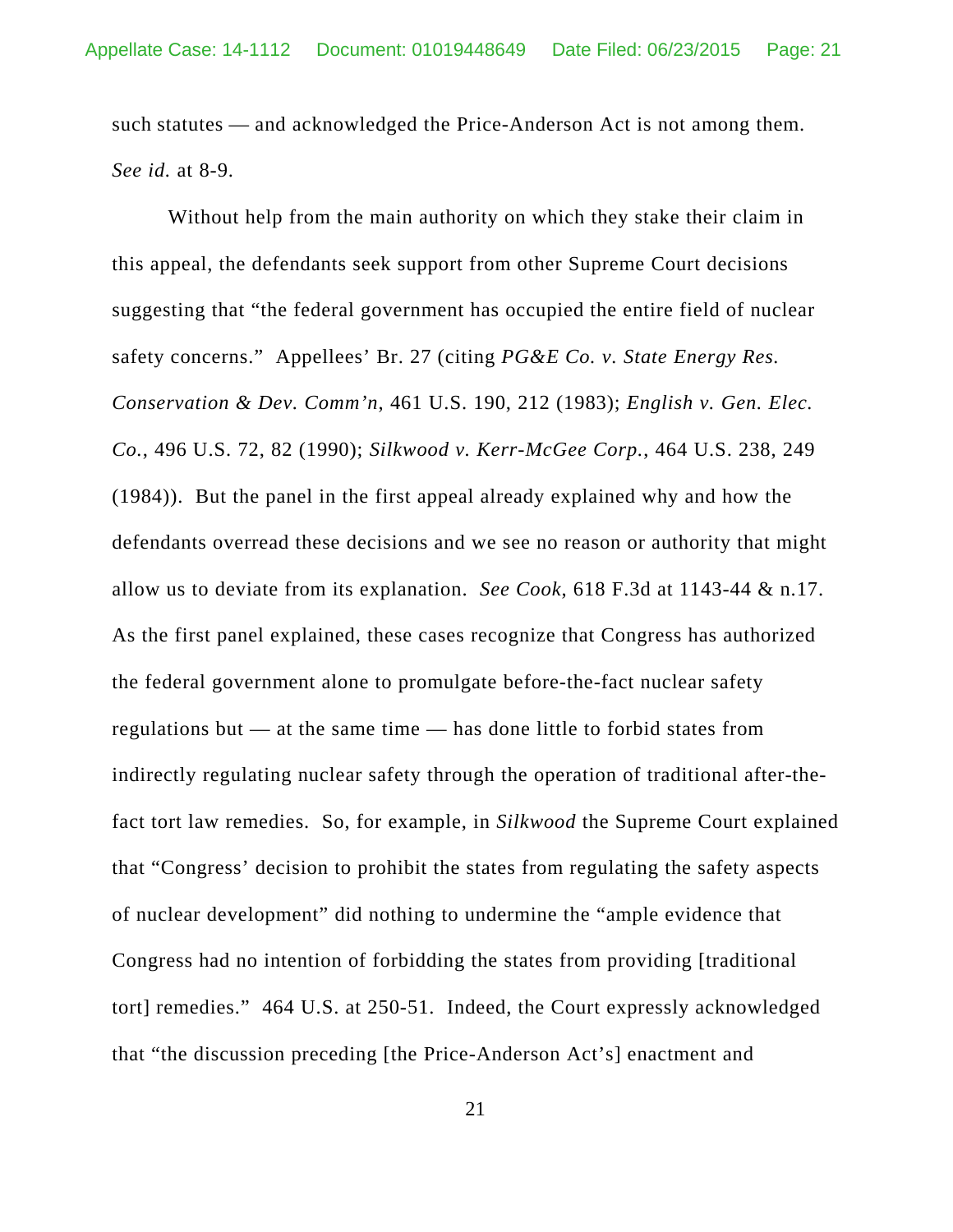such statutes — and acknowledged the Price-Anderson Act is not among them. *See id.* at 8-9.

Without help from the main authority on which they stake their claim in this appeal, the defendants seek support from other Supreme Court decisions suggesting that "the federal government has occupied the entire field of nuclear safety concerns." Appellees' Br. 27 (citing *PG&E Co. v. State Energy Res. Conservation & Dev. Comm'n*, 461 U.S. 190, 212 (1983); *English v. Gen. Elec. Co.*, 496 U.S. 72, 82 (1990); *Silkwood v. Kerr-McGee Corp.*, 464 U.S. 238, 249 (1984)). But the panel in the first appeal already explained why and how the defendants overread these decisions and we see no reason or authority that might allow us to deviate from its explanation. *See Cook*, 618 F.3d at 1143-44 & n.17. As the first panel explained, these cases recognize that Congress has authorized the federal government alone to promulgate before-the-fact nuclear safety regulations but — at the same time — has done little to forbid states from indirectly regulating nuclear safety through the operation of traditional after-the-fact tort law remedies. So, for example, in *Silkwood* the Supreme Court explained that "Congress' decision to prohibit the states from regulating the safety aspects of nuclear development" did nothing to undermine the "ample evidence that Congress had no intention of forbidding the states from providing [traditional tort] remedies." 464 U.S. at 250-51. Indeed, the Court expressly acknowledged that "the discussion preceding [the Price-Anderson Act's] enactment and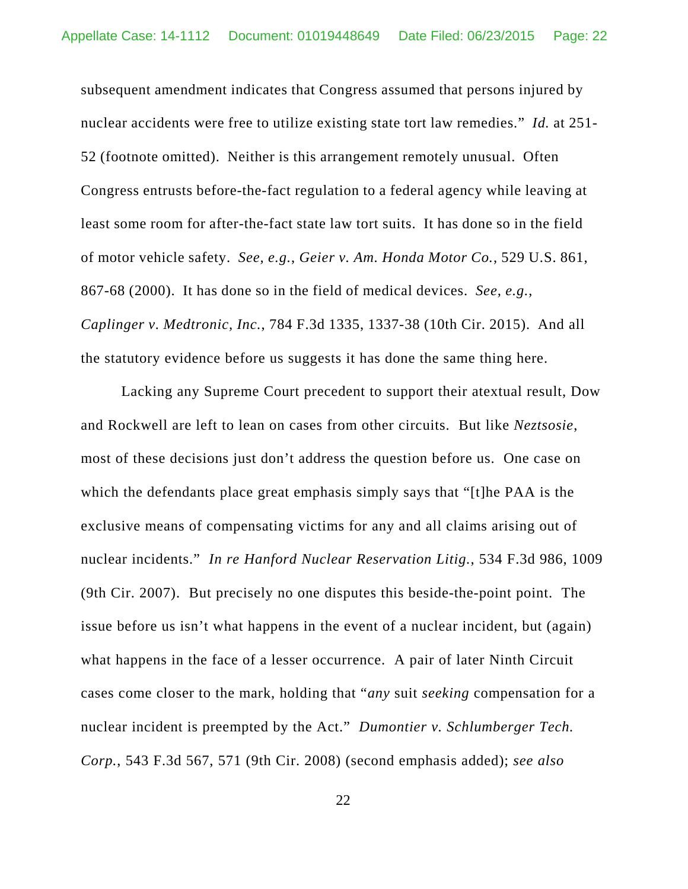subsequent amendment indicates that Congress assumed that persons injured by nuclear accidents were free to utilize existing state tort law remedies." *Id.* at 251-52 (footnote omitted). Neither is this arrangement remotely unusual. Often Congress entrusts before-the-fact regulation to a federal agency while leaving at least some room for after-the-fact state law tort suits. It has done so in the field of motor vehicle safety. *See, e.g.*, *Geier v. Am. Honda Motor Co.*, 529 U.S. 861, 867-68 (2000). It has done so in the field of medical devices. *See, e.g.*, *Caplinger v. Medtronic, Inc.*, 784 F.3d 1335, 1337-38 (10th Cir. 2015). And all the statutory evidence before us suggests it has done the same thing here.

Lacking any Supreme Court precedent to support their atextual result, Dow and Rockwell are left to lean on cases from other circuits. But like *Neztsosie*, most of these decisions just don't address the question before us. One case on which the defendants place great emphasis simply says that "[t]he PAA is the exclusive means of compensating victims for any and all claims arising out of nuclear incidents." *In re Hanford Nuclear Reservation Litig.*, 534 F.3d 986, 1009 (9th Cir. 2007). But precisely no one disputes this beside-the-point point. The issue before us isn't what happens in the event of a nuclear incident, but (again) what happens in the face of a lesser occurrence. A pair of later Ninth Circuit cases come closer to the mark, holding that "*any* suit *seeking* compensation for a nuclear incident is preempted by the Act." *Dumontier v. Schlumberger Tech. Corp.*, 543 F.3d 567, 571 (9th Cir. 2008) (second emphasis added); *see also*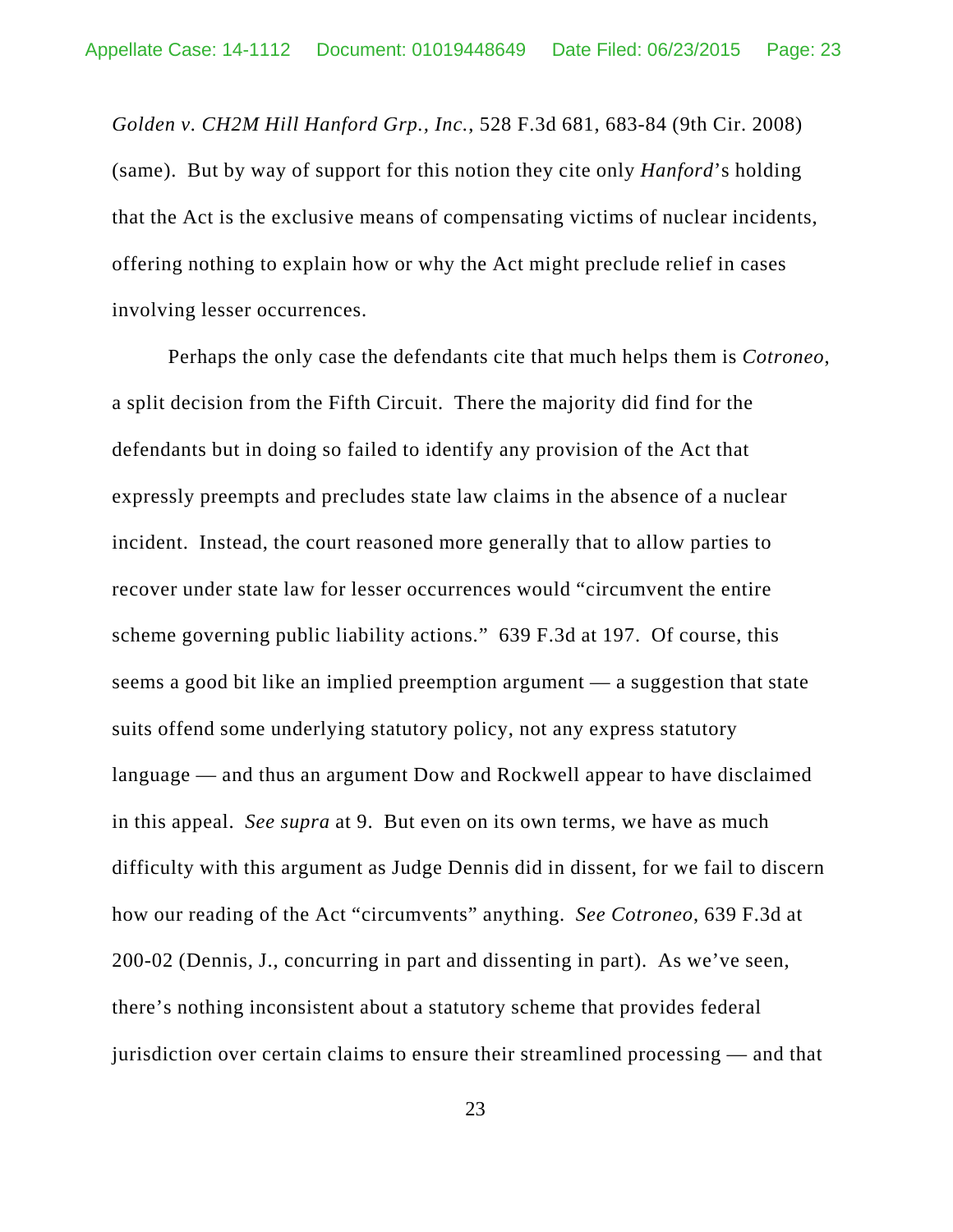*Golden v. CH2M Hill Hanford Grp., Inc.*, 528 F.3d 681, 683-84 (9th Cir. 2008) (same). But by way of support for this notion they cite only *Hanford*'s holding that the Act is the exclusive means of compensating victims of nuclear incidents, offering nothing to explain how or why the Act might preclude relief in cases involving lesser occurrences.

Perhaps the only case the defendants cite that much helps them is *Cotroneo*, a split decision from the Fifth Circuit. There the majority did find for the defendants but in doing so failed to identify any provision of the Act that expressly preempts and precludes state law claims in the absence of a nuclear incident. Instead, the court reasoned more generally that to allow parties to recover under state law for lesser occurrences would "circumvent the entire scheme governing public liability actions." 639 F.3d at 197. Of course, this seems a good bit like an implied preemption argument — a suggestion that state suits offend some underlying statutory policy, not any express statutory language — and thus an argument Dow and Rockwell appear to have disclaimed in this appeal. *See supra* at 9. But even on its own terms, we have as much difficulty with this argument as Judge Dennis did in dissent, for we fail to discern how our reading of the Act "circumvents" anything. *See Cotroneo*, 639 F.3d at 200-02 (Dennis, J., concurring in part and dissenting in part). As we've seen, there's nothing inconsistent about a statutory scheme that provides federal jurisdiction over certain claims to ensure their streamlined processing — and that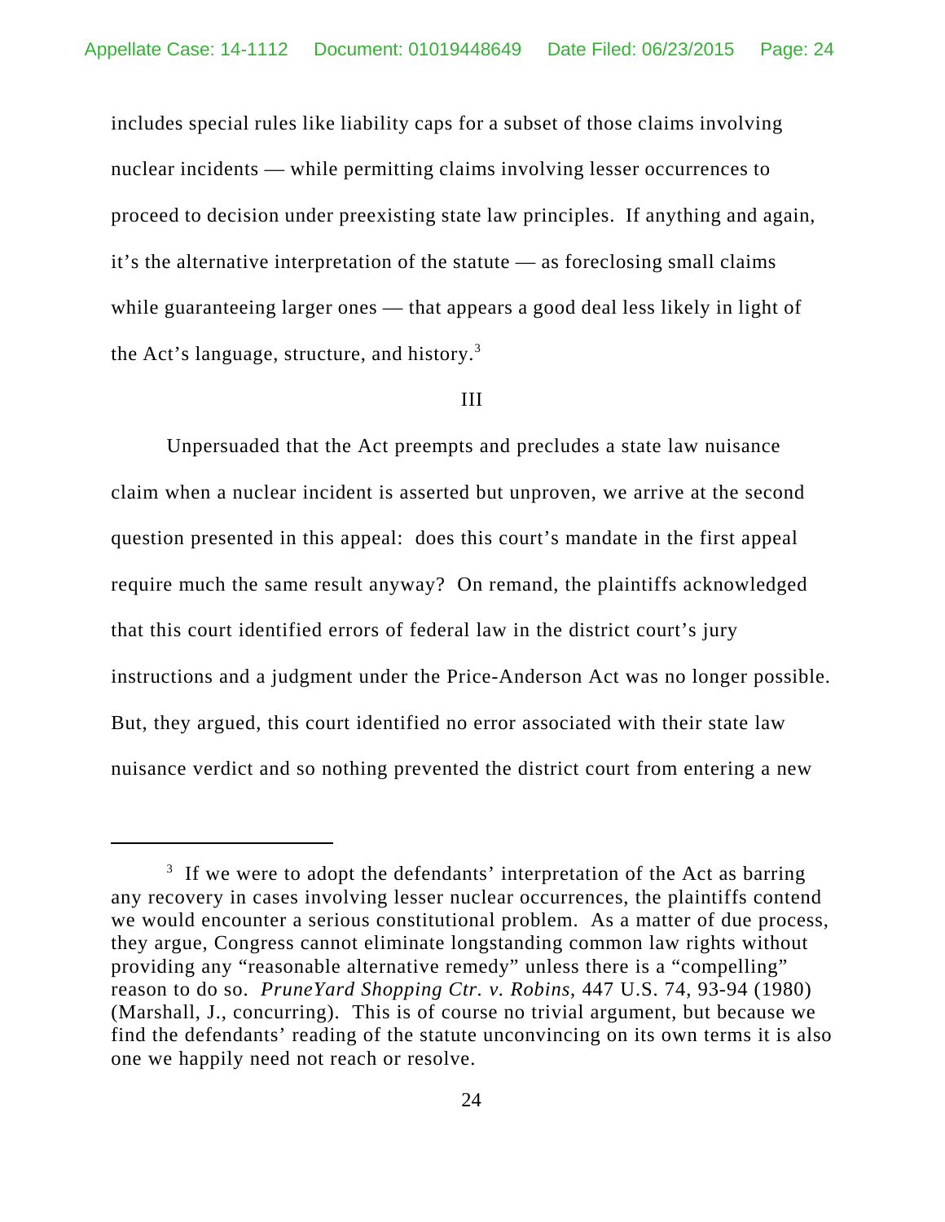includes special rules like liability caps for a subset of those claims involving nuclear incidents — while permitting claims involving lesser occurrences to proceed to decision under preexisting state law principles. If anything and again, it's the alternative interpretation of the statute — as foreclosing small claims while guaranteeing larger ones — that appears a good deal less likely in light of the Act's language, structure, and history.[3]

III

Unpersuaded that the Act preempts and precludes a state law nuisance claim when a nuclear incident is asserted but unproven, we arrive at the second question presented in this appeal: does this court's mandate in the first appeal require much the same result anyway? On remand, the plaintiffs acknowledged that this court identified errors of federal law in the district court's jury instructions and a judgment under the Price-Anderson Act was no longer possible. But, they argued, this court identified no error associated with their state law nuisance verdict and so nothing prevented the district court from entering a new

---

[3] If we were to adopt the defendants' interpretation of the Act as barring any recovery in cases involving lesser nuclear occurrences, the plaintiffs contend we would encounter a serious constitutional problem. As a matter of due process, they argue, Congress cannot eliminate longstanding common law rights without providing any "reasonable alternative remedy" unless there is a "compelling" reason to do so. *PruneYard Shopping Ctr. v. Robins*, 447 U.S. 74, 93-94 (1980) (Marshall, J., concurring). This is of course no trivial argument, but because we find the defendants' reading of the statute unconvincing on its own terms it is also one we happily need not reach or resolve.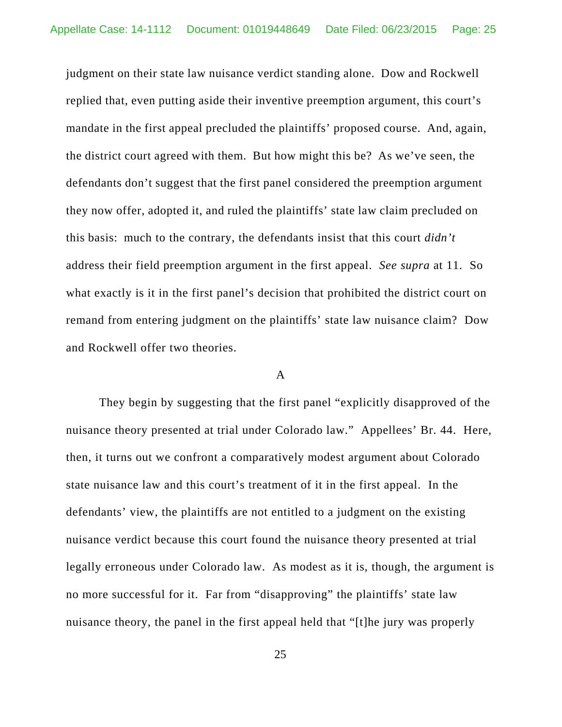judgment on their state law nuisance verdict standing alone. Dow and Rockwell replied that, even putting aside their inventive preemption argument, this court's mandate in the first appeal precluded the plaintiffs' proposed course. And, again, the district court agreed with them. But how might this be? As we've seen, the defendants don't suggest that the first panel considered the preemption argument they now offer, adopted it, and ruled the plaintiffs' state law claim precluded on this basis: much to the contrary, the defendants insist that this court *didn't* address their field preemption argument in the first appeal. *See supra* at 11. So what exactly is it in the first panel's decision that prohibited the district court on remand from entering judgment on the plaintiffs' state law nuisance claim? Dow and Rockwell offer two theories.

A

They begin by suggesting that the first panel "explicitly disapproved of the nuisance theory presented at trial under Colorado law." Appellees' Br. 44. Here, then, it turns out we confront a comparatively modest argument about Colorado state nuisance law and this court's treatment of it in the first appeal. In the defendants' view, the plaintiffs are not entitled to a judgment on the existing nuisance verdict because this court found the nuisance theory presented at trial legally erroneous under Colorado law. As modest as it is, though, the argument is no more successful for it. Far from "disapproving" the plaintiffs' state law nuisance theory, the panel in the first appeal held that "[t]he jury was properly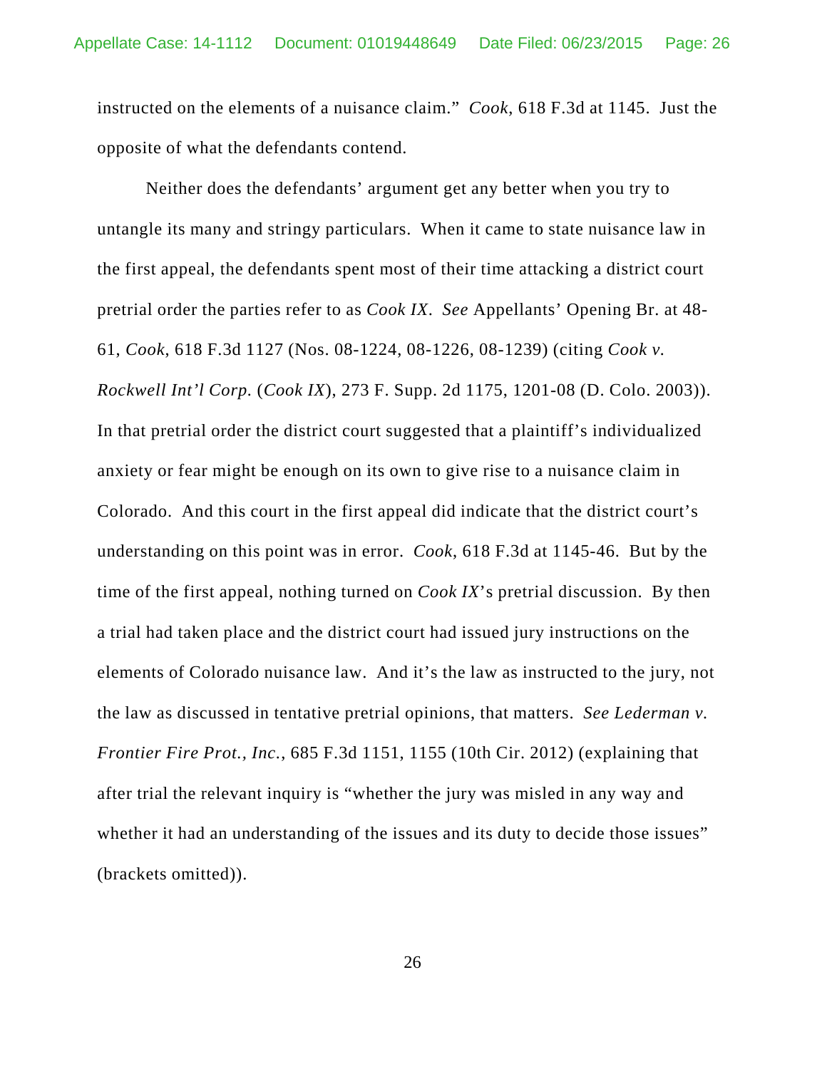instructed on the elements of a nuisance claim." *Cook*, 618 F.3d at 1145. Just the opposite of what the defendants contend.

Neither does the defendants' argument get any better when you try to untangle its many and stringy particulars. When it came to state nuisance law in the first appeal, the defendants spent most of their time attacking a district court pretrial order the parties refer to as *Cook IX*. *See* Appellants' Opening Br. at 48-61, *Cook*, 618 F.3d 1127 (Nos. 08-1224, 08-1226, 08-1239) (citing *Cook v. Rockwell Int'l Corp.* (*Cook IX*), 273 F. Supp. 2d 1175, 1201-08 (D. Colo. 2003)). In that pretrial order the district court suggested that a plaintiff's individualized anxiety or fear might be enough on its own to give rise to a nuisance claim in Colorado. And this court in the first appeal did indicate that the district court's understanding on this point was in error. *Cook*, 618 F.3d at 1145-46. But by the time of the first appeal, nothing turned on *Cook IX*'s pretrial discussion. By then a trial had taken place and the district court had issued jury instructions on the elements of Colorado nuisance law. And it's the law as instructed to the jury, not the law as discussed in tentative pretrial opinions, that matters. *See Lederman v. Frontier Fire Prot., Inc.*, 685 F.3d 1151, 1155 (10th Cir. 2012) (explaining that after trial the relevant inquiry is "whether the jury was misled in any way and whether it had an understanding of the issues and its duty to decide those issues" (brackets omitted)).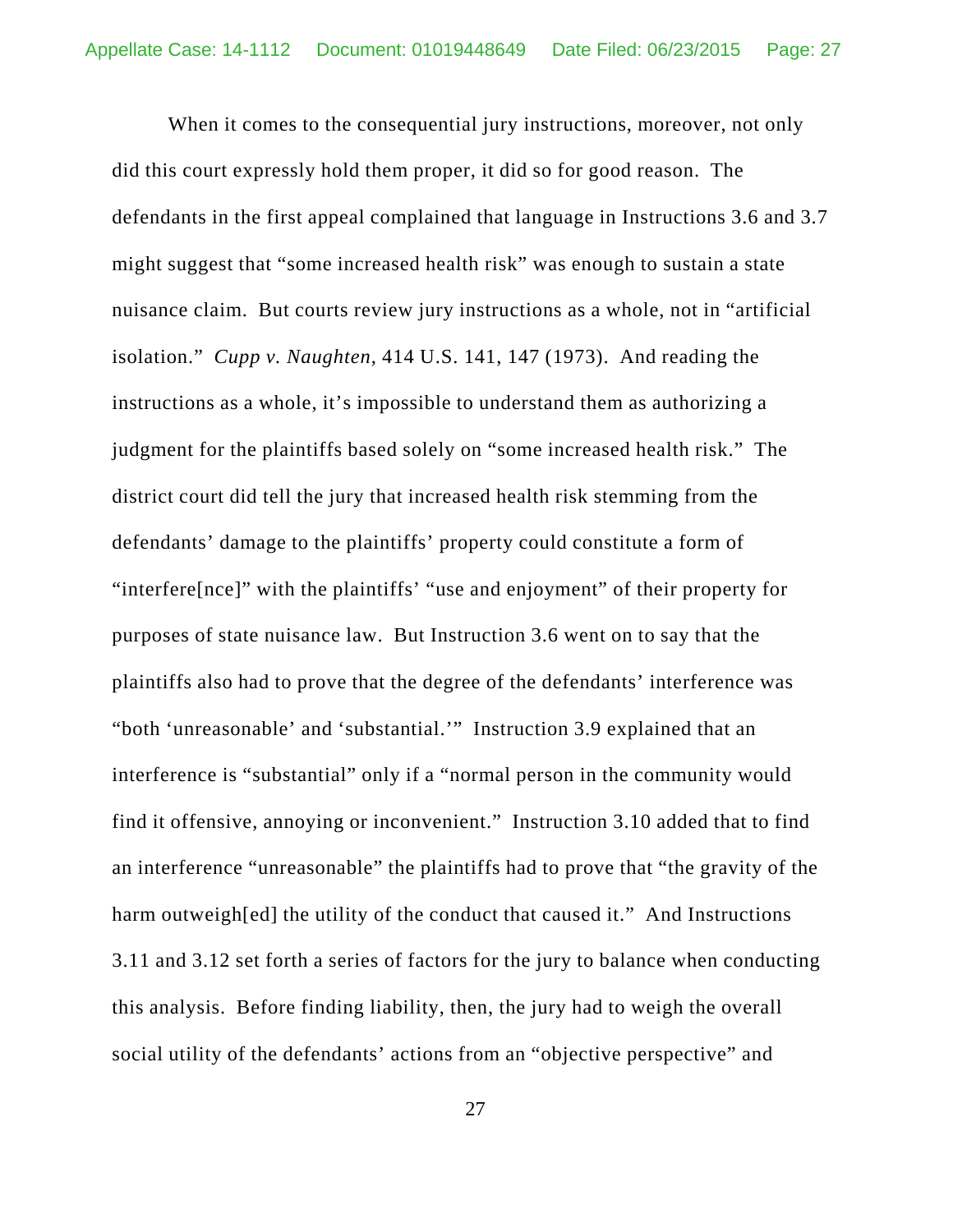When it comes to the consequential jury instructions, moreover, not only did this court expressly hold them proper, it did so for good reason. The defendants in the first appeal complained that language in Instructions 3.6 and 3.7 might suggest that "some increased health risk" was enough to sustain a state nuisance claim. But courts review jury instructions as a whole, not in "artificial isolation." *Cupp v. Naughten*, 414 U.S. 141, 147 (1973). And reading the instructions as a whole, it's impossible to understand them as authorizing a judgment for the plaintiffs based solely on "some increased health risk." The district court did tell the jury that increased health risk stemming from the defendants' damage to the plaintiffs' property could constitute a form of "interfere[nce]" with the plaintiffs' "use and enjoyment" of their property for purposes of state nuisance law. But Instruction 3.6 went on to say that the plaintiffs also had to prove that the degree of the defendants' interference was "both 'unreasonable' and 'substantial.'" Instruction 3.9 explained that an interference is "substantial" only if a "normal person in the community would find it offensive, annoying or inconvenient." Instruction 3.10 added that to find an interference "unreasonable" the plaintiffs had to prove that "the gravity of the harm outweigh[ed] the utility of the conduct that caused it." And Instructions 3.11 and 3.12 set forth a series of factors for the jury to balance when conducting this analysis. Before finding liability, then, the jury had to weigh the overall social utility of the defendants' actions from an "objective perspective" and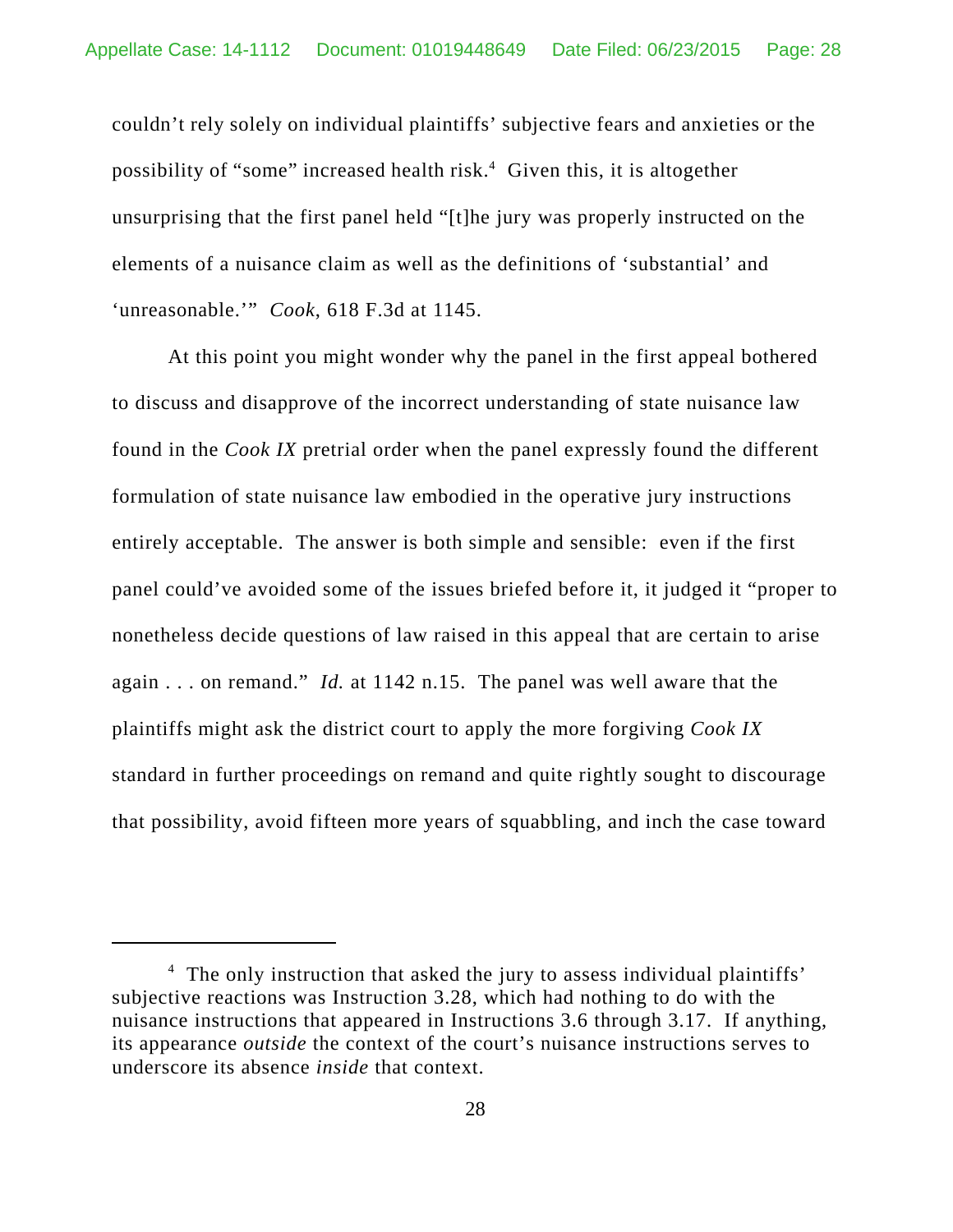couldn't rely solely on individual plaintiffs' subjective fears and anxieties or the possibility of "some" increased health risk.[4] Given this, it is altogether unsurprising that the first panel held "[t]he jury was properly instructed on the elements of a nuisance claim as well as the definitions of 'substantial' and 'unreasonable.'" *Cook*, 618 F.3d at 1145.

At this point you might wonder why the panel in the first appeal bothered to discuss and disapprove of the incorrect understanding of state nuisance law found in the *Cook IX* pretrial order when the panel expressly found the different formulation of state nuisance law embodied in the operative jury instructions entirely acceptable. The answer is both simple and sensible: even if the first panel could've avoided some of the issues briefed before it, it judged it "proper to nonetheless decide questions of law raised in this appeal that are certain to arise again . . . on remand." *Id.* at 1142 n.15. The panel was well aware that the plaintiffs might ask the district court to apply the more forgiving *Cook IX* standard in further proceedings on remand and quite rightly sought to discourage that possibility, avoid fifteen more years of squabbling, and inch the case toward

---

[4] The only instruction that asked the jury to assess individual plaintiffs' subjective reactions was Instruction 3.28, which had nothing to do with the nuisance instructions that appeared in Instructions 3.6 through 3.17. If anything, its appearance *outside* the context of the court's nuisance instructions serves to underscore its absence *inside* that context.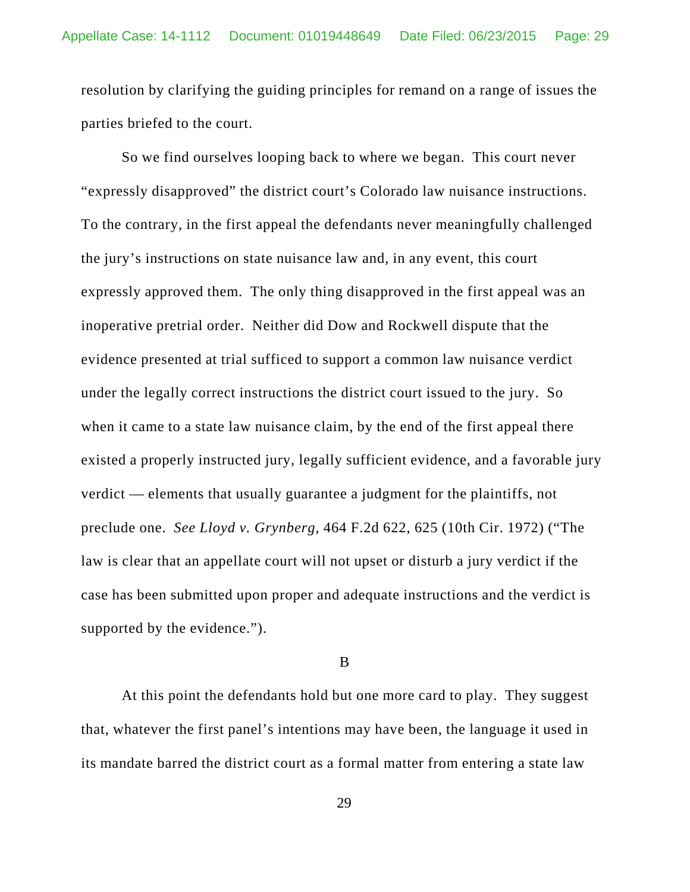resolution by clarifying the guiding principles for remand on a range of issues the parties briefed to the court.

So we find ourselves looping back to where we began. This court never "expressly disapproved" the district court's Colorado law nuisance instructions. To the contrary, in the first appeal the defendants never meaningfully challenged the jury's instructions on state nuisance law and, in any event, this court expressly approved them. The only thing disapproved in the first appeal was an inoperative pretrial order. Neither did Dow and Rockwell dispute that the evidence presented at trial sufficed to support a common law nuisance verdict under the legally correct instructions the district court issued to the jury. So when it came to a state law nuisance claim, by the end of the first appeal there existed a properly instructed jury, legally sufficient evidence, and a favorable jury verdict — elements that usually guarantee a judgment for the plaintiffs, not preclude one. *See Lloyd v. Grynberg*, 464 F.2d 622, 625 (10th Cir. 1972) ("The law is clear that an appellate court will not upset or disturb a jury verdict if the case has been submitted upon proper and adequate instructions and the verdict is supported by the evidence.").

B

At this point the defendants hold but one more card to play. They suggest that, whatever the first panel's intentions may have been, the language it used in its mandate barred the district court as a formal matter from entering a state law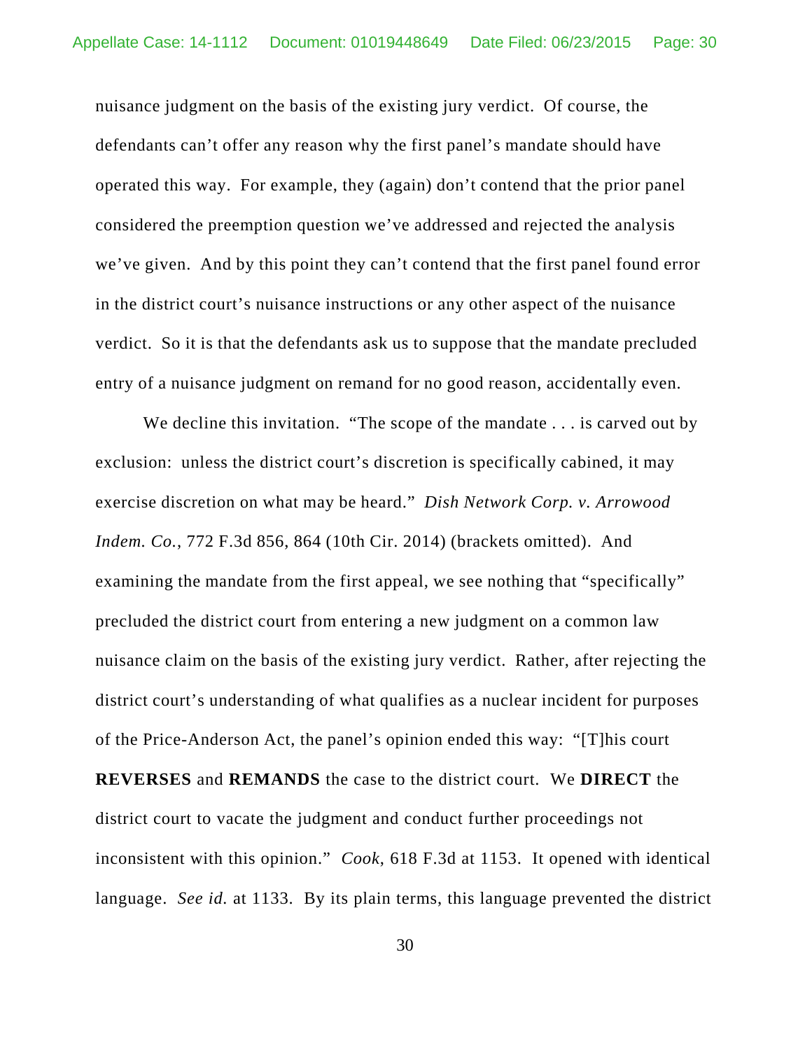nuisance judgment on the basis of the existing jury verdict. Of course, the defendants can't offer any reason why the first panel's mandate should have operated this way. For example, they (again) don't contend that the prior panel considered the preemption question we've addressed and rejected the analysis we've given. And by this point they can't contend that the first panel found error in the district court's nuisance instructions or any other aspect of the nuisance verdict. So it is that the defendants ask us to suppose that the mandate precluded entry of a nuisance judgment on remand for no good reason, accidentally even.

We decline this invitation. "The scope of the mandate . . . is carved out by exclusion: unless the district court's discretion is specifically cabined, it may exercise discretion on what may be heard." *Dish Network Corp. v. Arrowood Indem. Co.*, 772 F.3d 856, 864 (10th Cir. 2014) (brackets omitted). And examining the mandate from the first appeal, we see nothing that "specifically" precluded the district court from entering a new judgment on a common law nuisance claim on the basis of the existing jury verdict. Rather, after rejecting the district court's understanding of what qualifies as a nuclear incident for purposes of the Price-Anderson Act, the panel's opinion ended this way: "[T]his court **REVERSES** and **REMANDS** the case to the district court. We **DIRECT** the district court to vacate the judgment and conduct further proceedings not inconsistent with this opinion." *Cook*, 618 F.3d at 1153. It opened with identical language. *See id.* at 1133. By its plain terms, this language prevented the district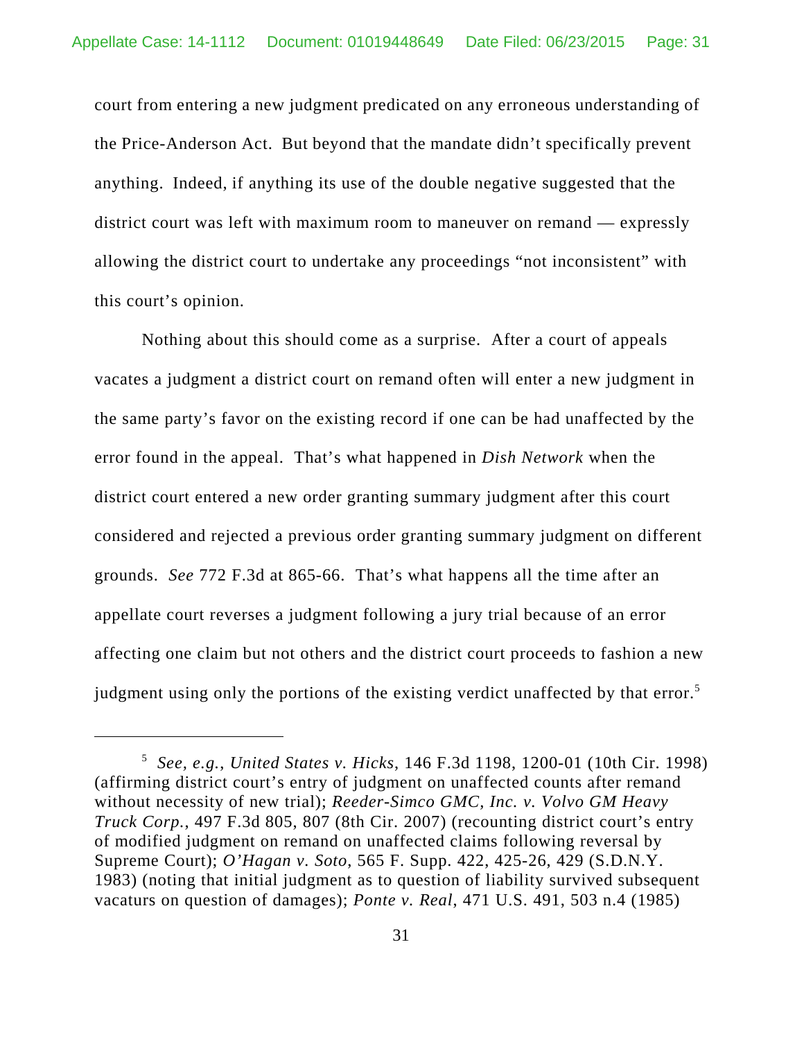court from entering a new judgment predicated on any erroneous understanding of the Price-Anderson Act. But beyond that the mandate didn't specifically prevent anything. Indeed, if anything its use of the double negative suggested that the district court was left with maximum room to maneuver on remand — expressly allowing the district court to undertake any proceedings "not inconsistent" with this court's opinion.

Nothing about this should come as a surprise. After a court of appeals vacates a judgment a district court on remand often will enter a new judgment in the same party's favor on the existing record if one can be had unaffected by the error found in the appeal. That's what happened in *Dish Network* when the district court entered a new order granting summary judgment after this court considered and rejected a previous order granting summary judgment on different grounds. *See* 772 F.3d at 865-66. That's what happens all the time after an appellate court reverses a judgment following a jury trial because of an error affecting one claim but not others and the district court proceeds to fashion a new judgment using only the portions of the existing verdict unaffected by that error.[5]

---

[5] *See, e.g.*, *United States v. Hicks*, 146 F.3d 1198, 1200-01 (10th Cir. 1998) (affirming district court's entry of judgment on unaffected counts after remand without necessity of new trial); *Reeder-Simco GMC, Inc. v. Volvo GM Heavy Truck Corp.*, 497 F.3d 805, 807 (8th Cir. 2007) (recounting district court's entry of modified judgment on remand on unaffected claims following reversal by Supreme Court); *O'Hagan v. Soto*, 565 F. Supp. 422, 425-26, 429 (S.D.N.Y. 1983) (noting that initial judgment as to question of liability survived subsequent vacatur on question of damages); *Ponte v. Real*, 471 U.S. 491, 503 n.4 (1985)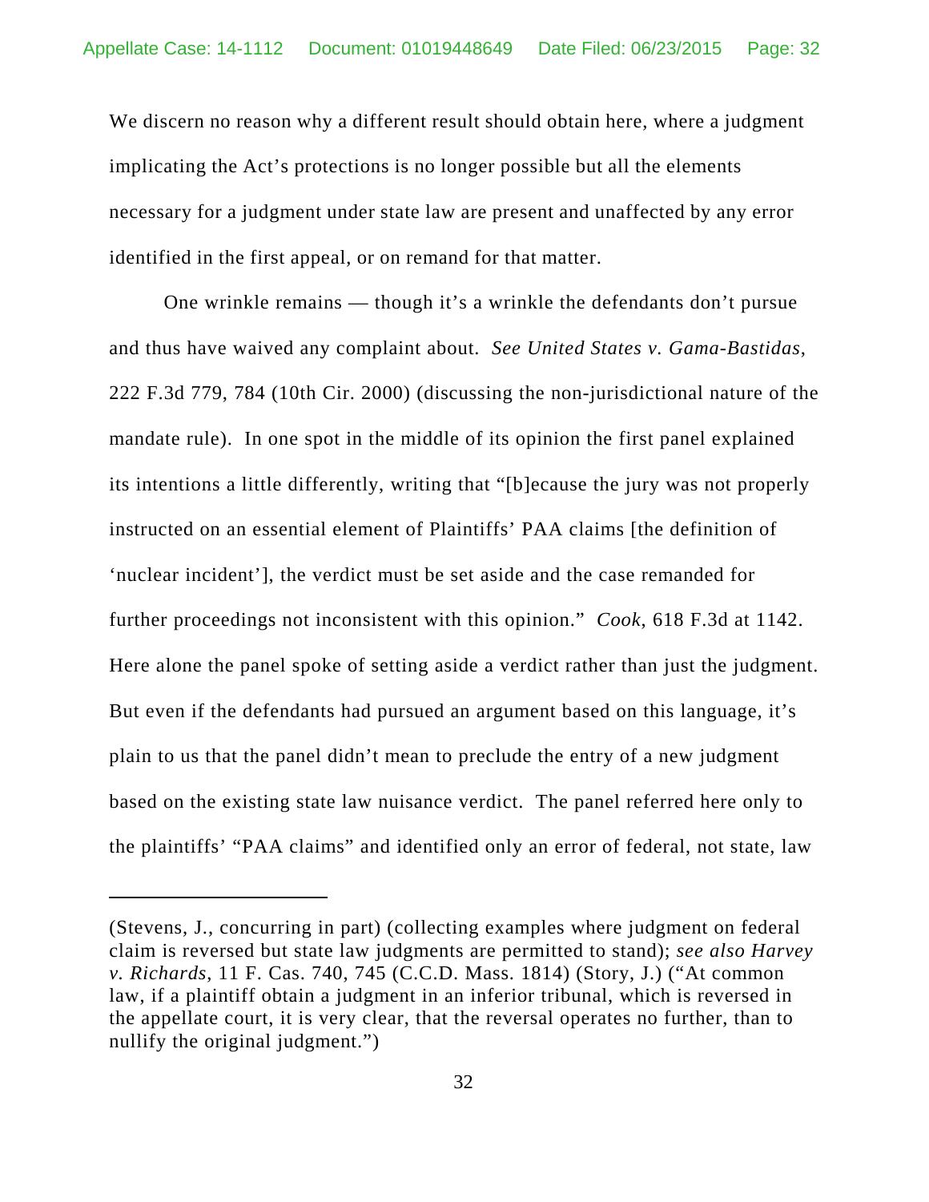We discern no reason why a different result should obtain here, where a judgment implicating the Act's protections is no longer possible but all the elements necessary for a judgment under state law are present and unaffected by any error identified in the first appeal, or on remand for that matter.

One wrinkle remains — though it's a wrinkle the defendants don't pursue and thus have waived any complaint about. *See United States v. Gama-Bastidas*, 222 F.3d 779, 784 (10th Cir. 2000) (discussing the non-jurisdictional nature of the mandate rule). In one spot in the middle of its opinion the first panel explained its intentions a little differently, writing that "[b]ecause the jury was not properly instructed on an essential element of Plaintiffs' PAA claims [the definition of 'nuclear incident'], the verdict must be set aside and the case remanded for further proceedings not inconsistent with this opinion." *Cook*, 618 F.3d at 1142. Here alone the panel spoke of setting aside a verdict rather than just the judgment. But even if the defendants had pursued an argument based on this language, it's plain to us that the panel didn't mean to preclude the entry of a new judgment based on the existing state law nuisance verdict. The panel referred here only to the plaintiffs' "PAA claims" and identified only an error of federal, not state, law

---

(Stevens, J., concurring in part) (collecting examples where judgment on federal claim is reversed but state law judgments are permitted to stand); *see also Harvey v. Richards*, 11 F. Cas. 740, 745 (C.C.D. Mass. 1814) (Story, J.) ("At common law, if a plaintiff obtain a judgment in an inferior tribunal, which is reversed in the appellate court, it is very clear, that the reversal operates no further, than to nullify the original judgment.")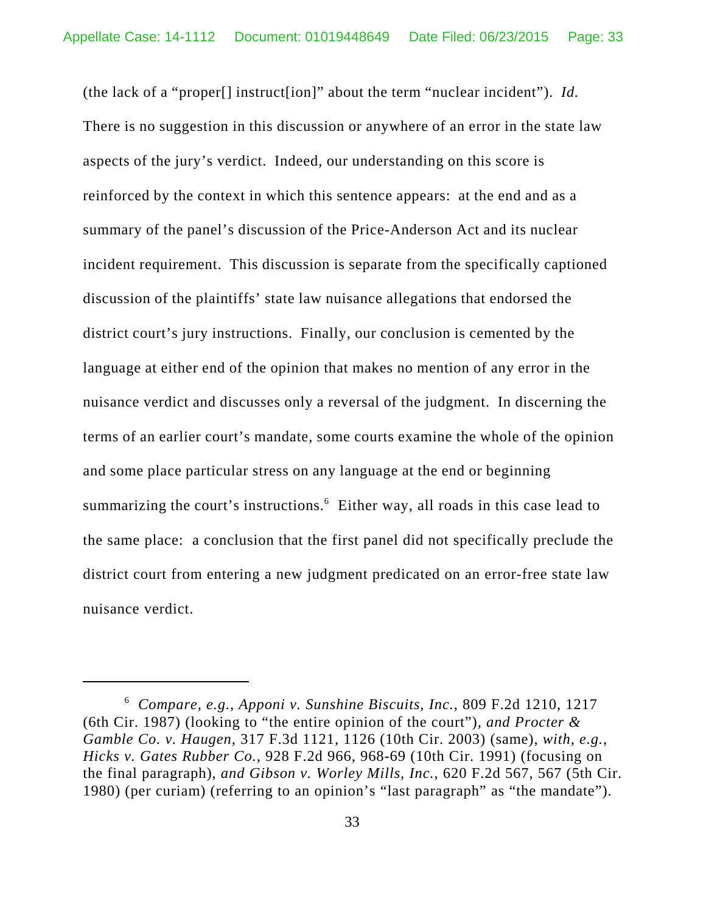(the lack of a "proper[] instruct[ion]" about the term "nuclear incident"). *Id.* There is no suggestion in this discussion or anywhere of an error in the state law aspects of the jury's verdict. Indeed, our understanding on this score is reinforced by the context in which this sentence appears: at the end and as a summary of the panel's discussion of the Price-Anderson Act and its nuclear incident requirement. This discussion is separate from the specifically captioned discussion of the plaintiffs' state law nuisance allegations that endorsed the district court's jury instructions. Finally, our conclusion is cemented by the language at either end of the opinion that makes no mention of any error in the nuisance verdict and discusses only a reversal of the judgment. In discerning the terms of an earlier court's mandate, some courts examine the whole of the opinion and some place particular stress on any language at the end or beginning summarizing the court's instructions.[6] Either way, all roads in this case lead to the same place: a conclusion that the first panel did not specifically preclude the district court from entering a new judgment predicated on an error-free state law nuisance verdict.

---

[6] *Compare, e.g.*, *Apponi v. Sunshine Biscuits, Inc.*, 809 F.2d 1210, 1217 (6th Cir. 1987) (looking to "the entire opinion of the court"), *and Procter & Gamble Co. v. Haugen*, 317 F.3d 1121, 1126 (10th Cir. 2003) (same), *with, e.g.*, *Hicks v. Gates Rubber Co.*, 928 F.2d 966, 968-69 (10th Cir. 1991) (focusing on the final paragraph), *and Gibson v. Worley Mills, Inc.*, 620 F.2d 567, 567 (5th Cir. 1980) (per curiam) (referring to an opinion's "last paragraph" as "the mandate").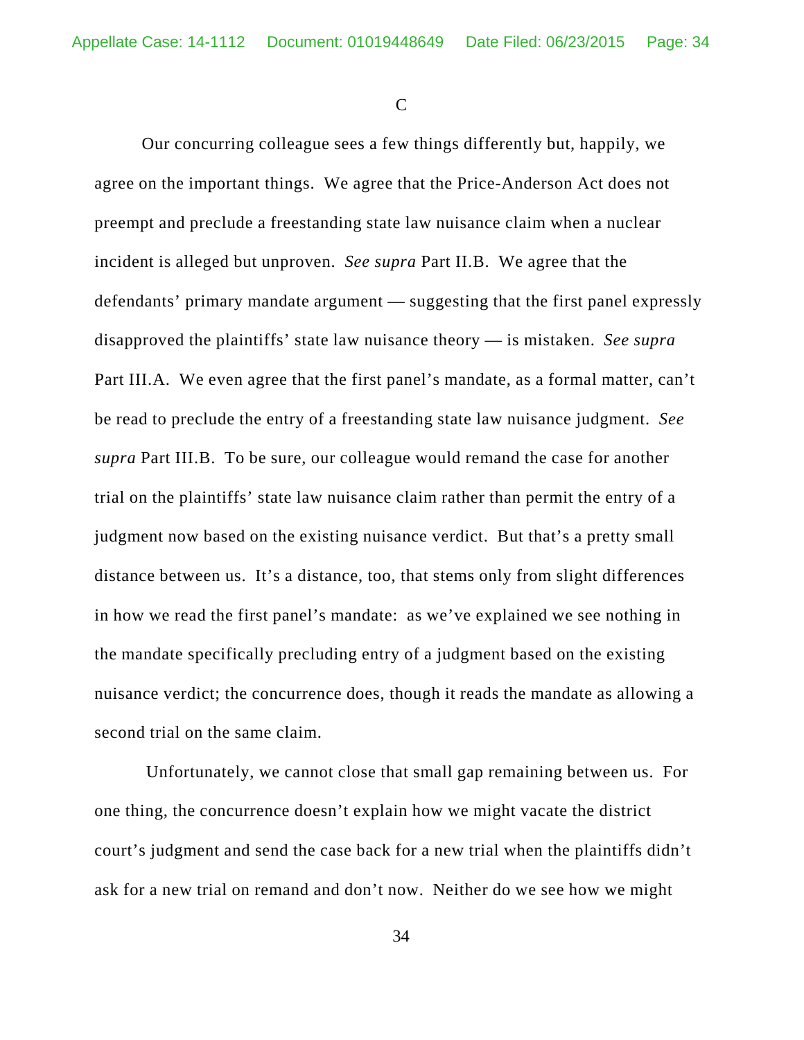### C

Our concurring colleague sees a few things differently but, happily, we agree on the important things. We agree that the Price-Anderson Act does not preempt and preclude a freestanding state law nuisance claim when a nuclear incident is alleged but unproven. *See supra* Part II.B. We agree that the defendants' primary mandate argument — suggesting that the first panel expressly disapproved the plaintiffs' state law nuisance theory — is mistaken. *See supra* Part III.A. We even agree that the first panel's mandate, as a formal matter, can't be read to preclude the entry of a freestanding state law nuisance judgment. *See supra* Part III.B. To be sure, our colleague would remand the case for another trial on the plaintiffs' state law nuisance claim rather than permit the entry of a judgment now based on the existing nuisance verdict. But that's a pretty small distance between us. It's a distance, too, that stems only from slight differences in how we read the first panel's mandate: as we've explained we see nothing in the mandate specifically precluding entry of a judgment based on the existing nuisance verdict; the concurrence does, though it reads the mandate as allowing a second trial on the same claim.

Unfortunately, we cannot close that small gap remaining between us. For one thing, the concurrence doesn't explain how we might vacate the district court's judgment and send the case back for a new trial when the plaintiffs didn't ask for a new trial on remand and don't now. Neither do we see how we might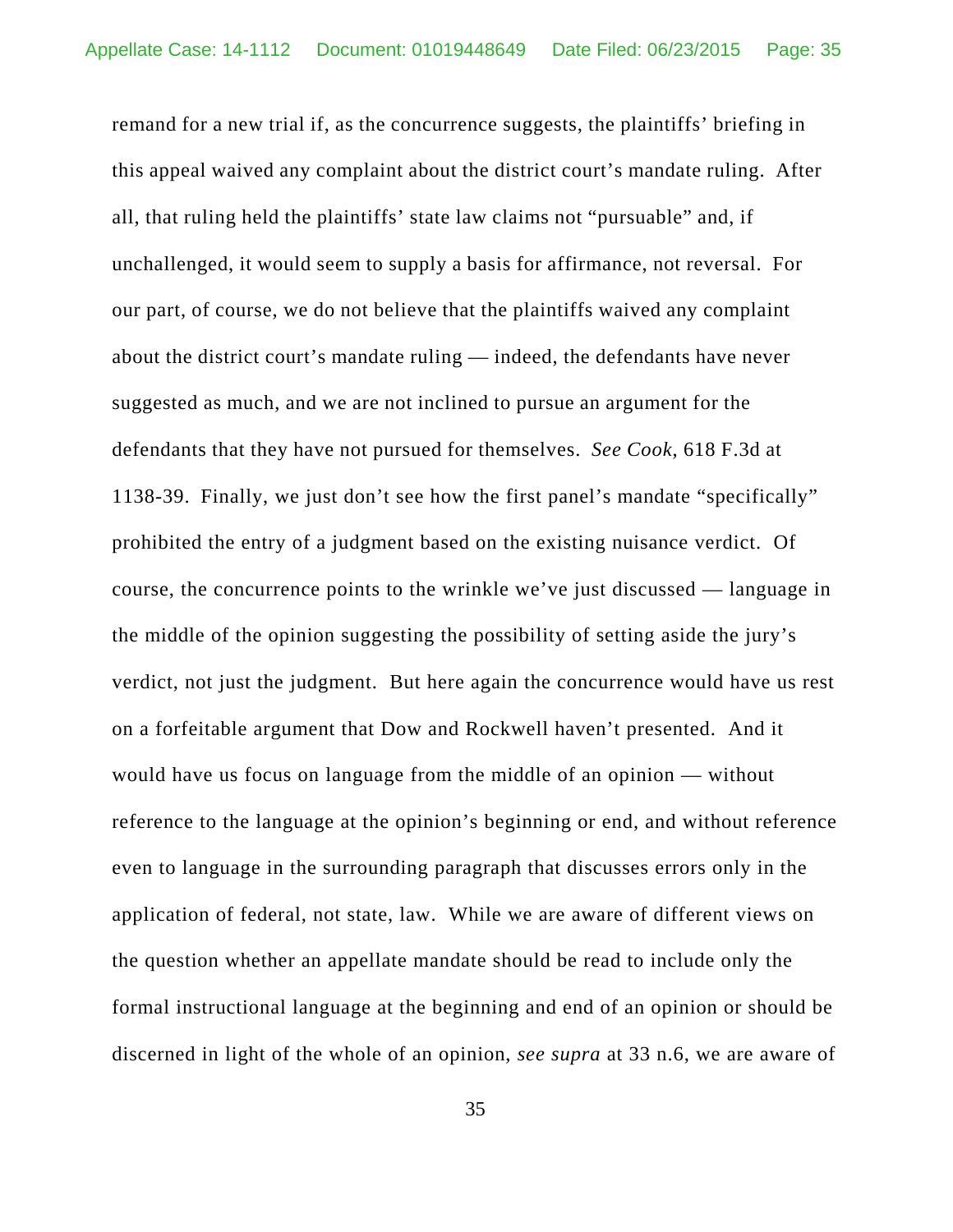remand for a new trial if, as the concurrence suggests, the plaintiffs' briefing in this appeal waived any complaint about the district court's mandate ruling. After all, that ruling held the plaintiffs' state law claims not "pursuable" and, if unchallenged, it would seem to supply a basis for affirmance, not reversal. For our part, of course, we do not believe that the plaintiffs waived any complaint about the district court's mandate ruling — indeed, the defendants have never suggested as much, and we are not inclined to pursue an argument for the defendants that they have not pursued for themselves. *See Cook*, 618 F.3d at 1138-39. Finally, we just don't see how the first panel's mandate "specifically" prohibited the entry of a judgment based on the existing nuisance verdict. Of course, the concurrence points to the wrinkle we've just discussed — language in the middle of the opinion suggesting the possibility of setting aside the jury's verdict, not just the judgment. But here again the concurrence would have us rest on a forfeitable argument that Dow and Rockwell haven't presented. And it would have us focus on language from the middle of an opinion — without reference to the language at the opinion's beginning or end, and without reference even to language in the surrounding paragraph that discusses errors only in the application of federal, not state, law. While we are aware of different views on the question whether an appellate mandate should be read to include only the formal instructional language at the beginning and end of an opinion or should be discerned in light of the whole of an opinion, *see supra* at 33 n.6, we are aware of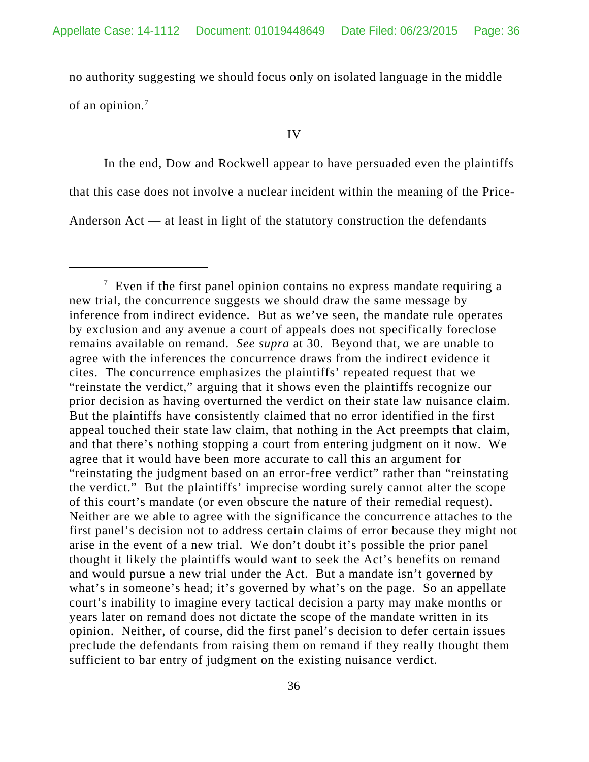no authority suggesting we should focus only on isolated language in the middle of an opinion.[7]

IV

In the end, Dow and Rockwell appear to have persuaded even the plaintiffs that this case does not involve a nuclear incident within the meaning of the Price-Anderson Act — at least in light of the statutory construction the defendants

---

[7] Even if the first panel opinion contains no express mandate requiring a new trial, the concurrence suggests we should draw the same message by inference from indirect evidence. But as we've seen, the mandate rule operates by exclusion and any avenue a court of appeals does not specifically foreclose remains available on remand. *See supra* at 30. Beyond that, we are unable to agree with the inferences the concurrence draws from the indirect evidence it cites. The concurrence emphasizes the plaintiffs' repeated request that we "reinstate the verdict," arguing that it shows even the plaintiffs recognize our prior decision as having overturned the verdict on their state law nuisance claim. But the plaintiffs have consistently claimed that no error identified in the first appeal touched their state law claim, that nothing in the Act preempts that claim, and that there's nothing stopping a court from entering judgment on it now. We agree that it would have been more accurate to call this an argument for "reinstating the judgment based on an error-free verdict" rather than "reinstating the verdict." But the plaintiffs' imprecise wording surely cannot alter the scope of this court's mandate (or even obscure the nature of their remedial request). Neither are we able to agree with the significance the concurrence attaches to the first panel's decision not to address certain claims of error because they might not arise in the event of a new trial. We don't doubt it's possible the prior panel thought it likely the plaintiffs would want to seek the Act's benefits on remand and would pursue a new trial under the Act. But a mandate isn't governed by what's in someone's head; it's governed by what's on the page. So an appellate court's inability to imagine every tactical decision a party may make months or years later on remand does not dictate the scope of the mandate written in its opinion. Neither, of course, did the first panel's decision to defer certain issues preclude the defendants from raising them on remand if they really thought them sufficient to bar entry of judgment on the existing nuisance verdict.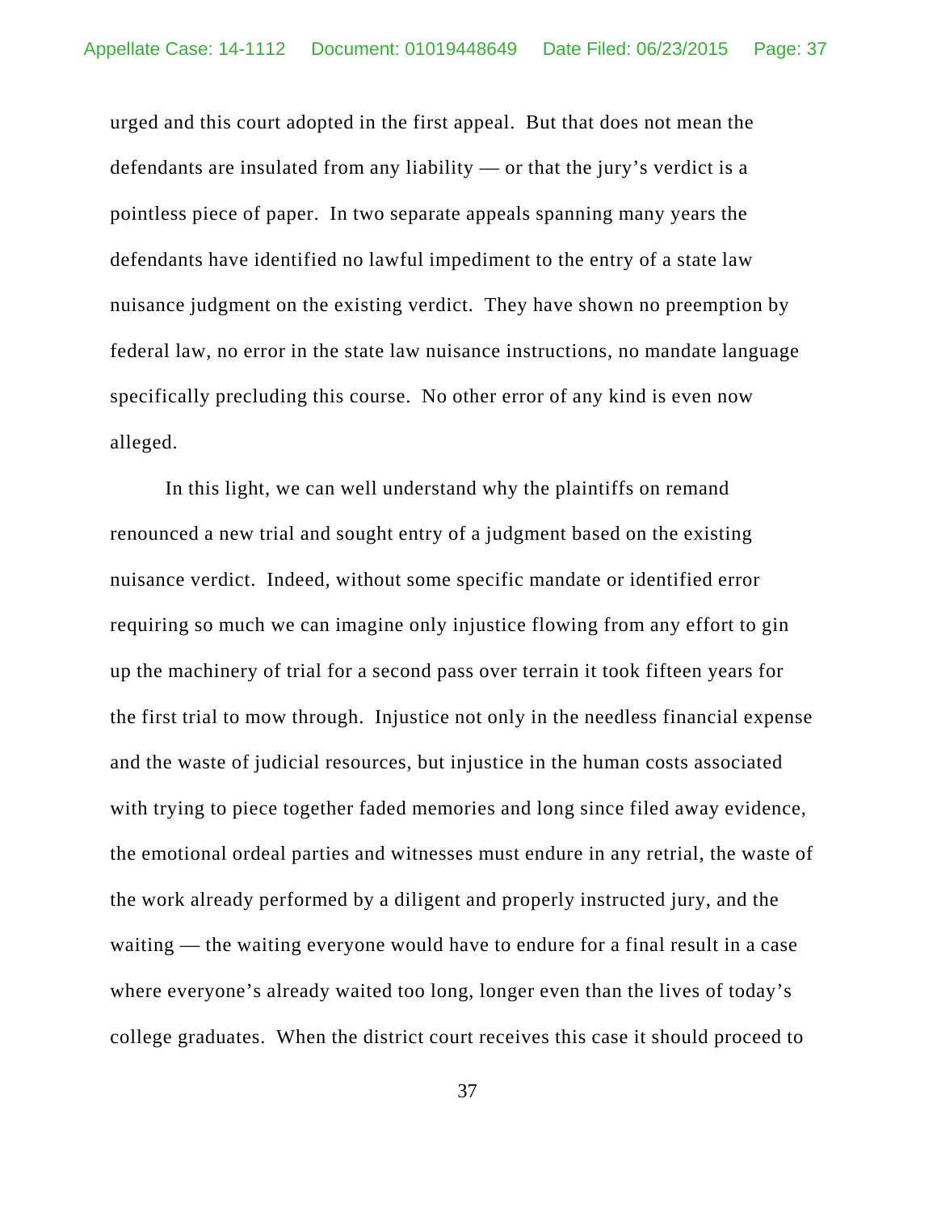urged and this court adopted in the first appeal. But that does not mean the defendants are insulated from any liability — or that the jury's verdict is a pointless piece of paper. In two separate appeals spanning many years the defendants have identified no lawful impediment to the entry of a state law nuisance judgment on the existing verdict. They have shown no preemption by federal law, no error in the state law nuisance instructions, no mandate language specifically precluding this course. No other error of any kind is even now alleged.

In this light, we can well understand why the plaintiffs on remand renounced a new trial and sought entry of a judgment based on the existing nuisance verdict. Indeed, without some specific mandate or identified error requiring so much we can imagine only injustice flowing from any effort to gin up the machinery of trial for a second pass over terrain it took fifteen years for the first trial to mow through. Injustice not only in the needless financial expense and the waste of judicial resources, but injustice in the human costs associated with trying to piece together faded memories and long since filed away evidence, the emotional ordeal parties and witnesses must endure in any retrial, the waste of the work already performed by a diligent and properly instructed jury, and the waiting — the waiting everyone would have to endure for a final result in a case where everyone's already waited too long, longer even than the lives of today's college graduates. When the district court receives this case it should proceed to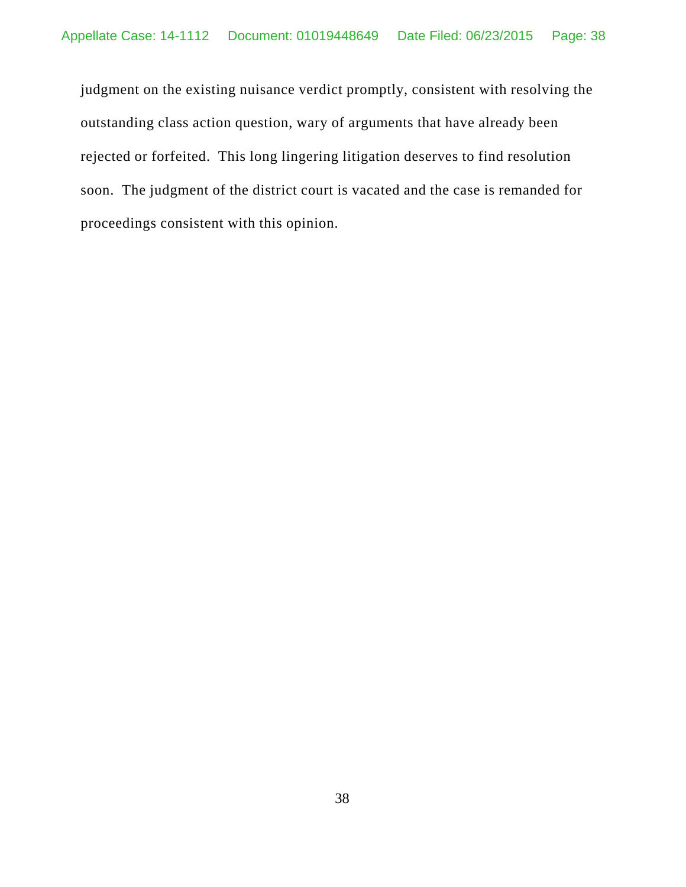judgment on the existing nuisance verdict promptly, consistent with resolving the outstanding class action question, wary of arguments that have already been rejected or forfeited. This long lingering litigation deserves to find resolution soon. The judgment of the district court is vacated and the case is remanded for proceedings consistent with this opinion.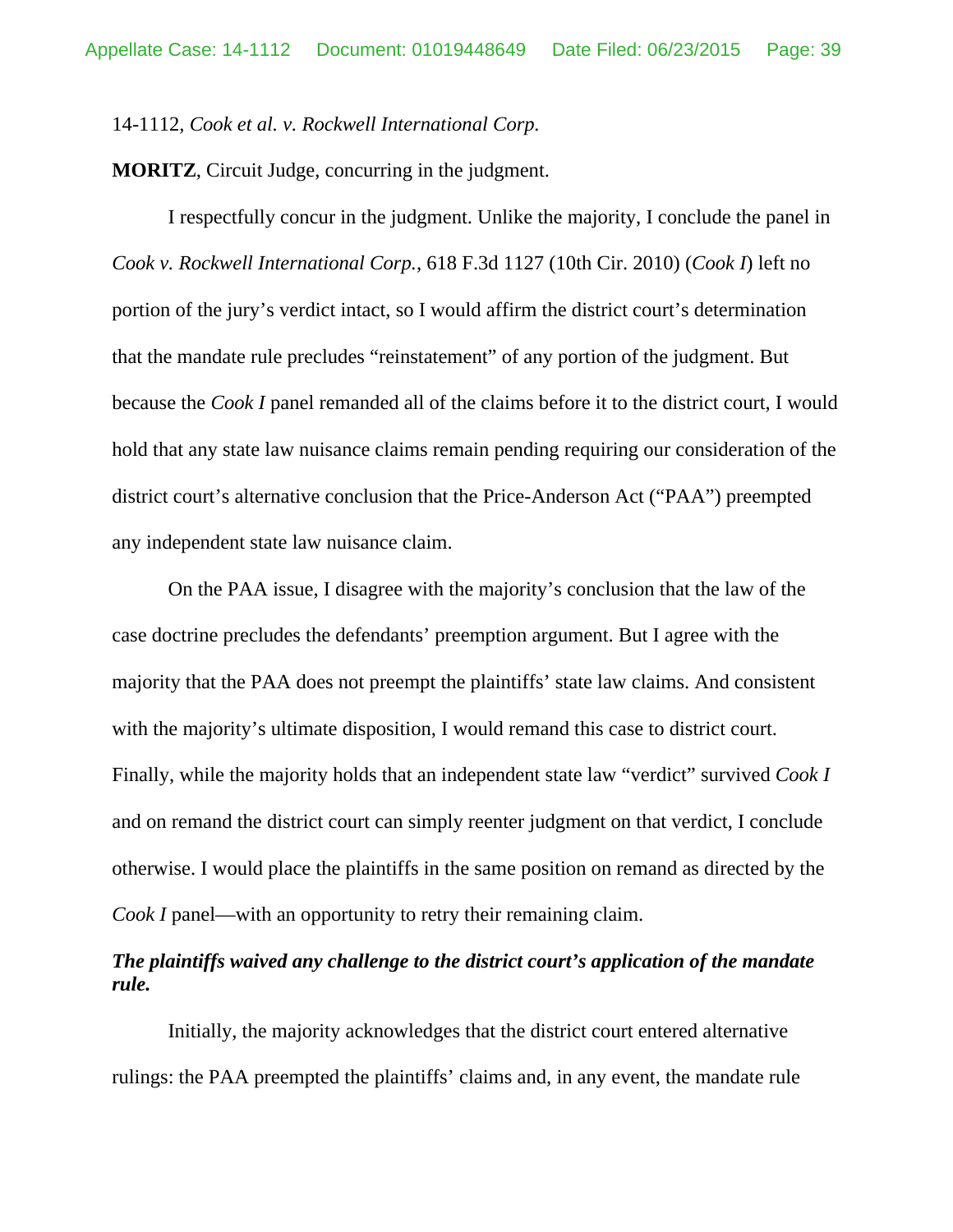14-1112, *Cook et al. v. Rockwell International Corp.*

**MORITZ**, Circuit Judge, concurring in the judgment.

I respectfully concur in the judgment. Unlike the majority, I conclude the panel in *Cook v. Rockwell International Corp.*, 618 F.3d 1127 (10th Cir. 2010) (*Cook I*) left no portion of the jury's verdict intact, so I would affirm the district court's determination that the mandate rule precludes "reinstatement" of any portion of the judgment. But because the *Cook I* panel remanded all of the claims before it to the district court, I would hold that any state law nuisance claims remain pending requiring our consideration of the district court's alternative conclusion that the Price-Anderson Act ("PAA") preempted any independent state law nuisance claim.

On the PAA issue, I disagree with the majority's conclusion that the law of the case doctrine precludes the defendants' preemption argument. But I agree with the majority that the PAA does not preempt the plaintiffs' state law claims. And consistent with the majority's ultimate disposition, I would remand this case to district court. Finally, while the majority holds that an independent state law "verdict" survived *Cook I* and on remand the district court can simply reenter judgment on that verdict, I conclude otherwise. I would place the plaintiffs in the same position on remand as directed by the *Cook I* panel—with an opportunity to retry their remaining claim.

***The plaintiffs waived any challenge to the district court's application of the mandate rule.***

Initially, the majority acknowledges that the district court entered alternative rulings: the PAA preempted the plaintiffs' claims and, in any event, the mandate rule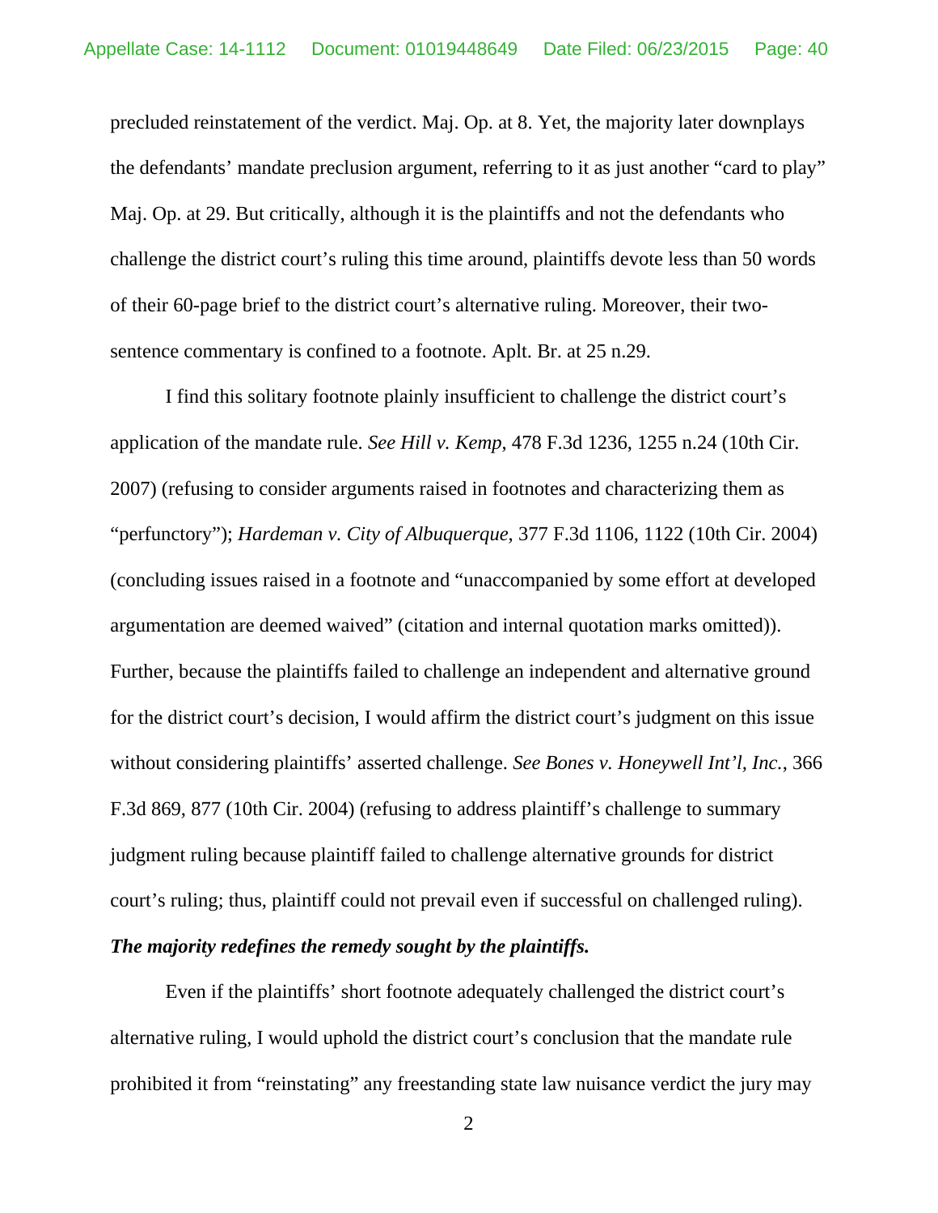precluded reinstatement of the verdict. Maj. Op. at 8. Yet, the majority later downplays the defendants' mandate preclusion argument, referring to it as just another "card to play" Maj. Op. at 29. But critically, although it is the plaintiffs and not the defendants who challenge the district court's ruling this time around, plaintiffs devote less than 50 words of their 60-page brief to the district court's alternative ruling. Moreover, their two-sentence commentary is confined to a footnote. Aplt. Br. at 25 n.29.

I find this solitary footnote plainly insufficient to challenge the district court's application of the mandate rule. *See Hill v. Kemp*, 478 F.3d 1236, 1255 n.24 (10th Cir. 2007) (refusing to consider arguments raised in footnotes and characterizing them as "perfunctory"); *Hardeman v. City of Albuquerque*, 377 F.3d 1106, 1122 (10th Cir. 2004) (concluding issues raised in a footnote and "unaccompanied by some effort at developed argumentation are deemed waived" (citation and internal quotation marks omitted)). Further, because the plaintiffs failed to challenge an independent and alternative ground for the district court's decision, I would affirm the district court's judgment on this issue without considering plaintiffs' asserted challenge. *See Bones v. Honeywell Int'l, Inc.*, 366 F.3d 869, 877 (10th Cir. 2004) (refusing to address plaintiff's challenge to summary judgment ruling because plaintiff failed to challenge alternative grounds for district court's ruling; thus, plaintiff could not prevail even if successful on challenged ruling).

***The majority redefines the remedy sought by the plaintiffs.***

Even if the plaintiffs' short footnote adequately challenged the district court's alternative ruling, I would uphold the district court's conclusion that the mandate rule prohibited it from "reinstating" any freestanding state law nuisance verdict the jury may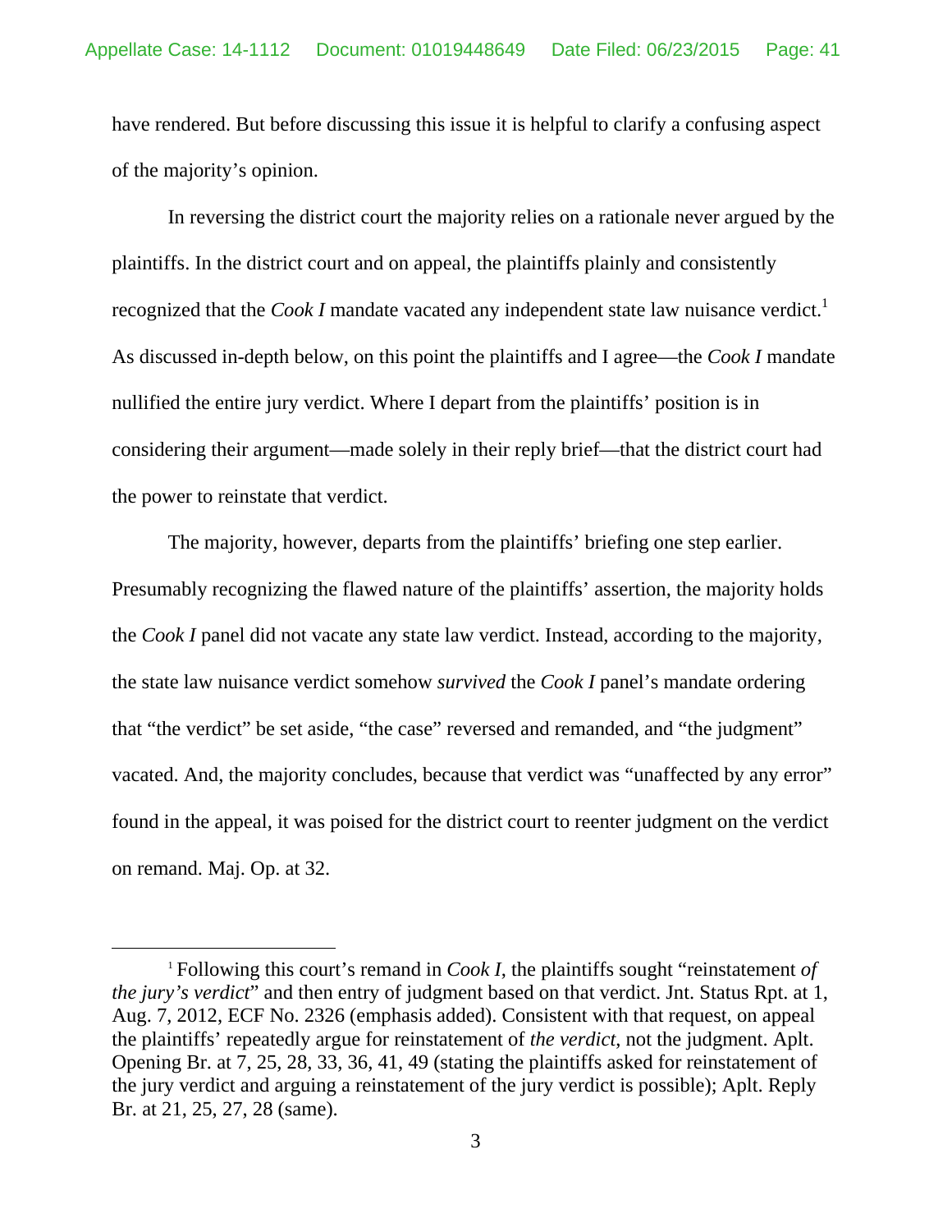have rendered. But before discussing this issue it is helpful to clarify a confusing aspect of the majority's opinion.

In reversing the district court the majority relies on a rationale never argued by the plaintiffs. In the district court and on appeal, the plaintiffs plainly and consistently recognized that the *Cook I* mandate vacated any independent state law nuisance verdict.[1] As discussed in-depth below, on this point the plaintiffs and I agree—the *Cook I* mandate nullified the entire jury verdict. Where I depart from the plaintiffs' position is in considering their argument—made solely in their reply brief—that the district court had the power to reinstate that verdict.

The majority, however, departs from the plaintiffs' briefing one step earlier. Presumably recognizing the flawed nature of the plaintiffs' assertion, the majority holds the *Cook I* panel did not vacate any state law verdict. Instead, according to the majority, the state law nuisance verdict somehow *survived* the *Cook I* panel's mandate ordering that "the verdict" be set aside, "the case" reversed and remanded, and "the judgment" vacated. And, the majority concludes, because that verdict was "unaffected by any error" found in the appeal, it was poised for the district court to reenter judgment on the verdict on remand. Maj. Op. at 32.

---

[1] Following this court's remand in *Cook I*, the plaintiffs sought "reinstatement *of the jury's verdict*" and then entry of judgment based on that verdict. Jnt. Status Rpt. at 1, Aug. 7, 2012, ECF No. 2326 (emphasis added). Consistent with that request, on appeal the plaintiffs' repeatedly argue for reinstatement of *the verdict*, not the judgment. Aplt. Opening Br. at 7, 25, 28, 33, 36, 41, 49 (stating the plaintiffs asked for reinstatement of the jury verdict and arguing a reinstatement of the jury verdict is possible); Aplt. Reply Br. at 21, 25, 27, 28 (same).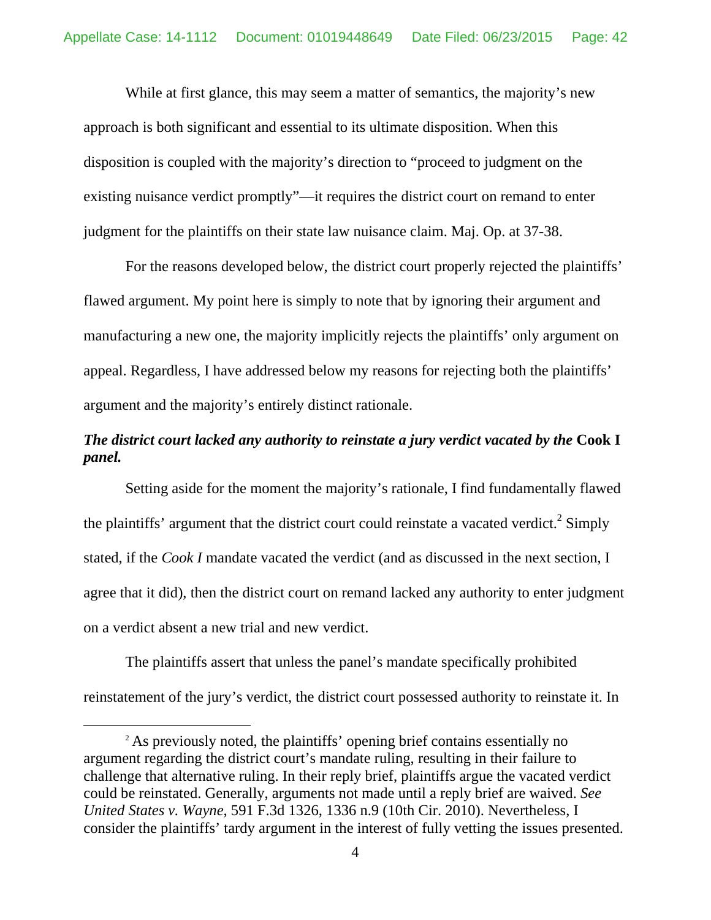While at first glance, this may seem a matter of semantics, the majority's new approach is both significant and essential to its ultimate disposition. When this disposition is coupled with the majority's direction to "proceed to judgment on the existing nuisance verdict promptly"—it requires the district court on remand to enter judgment for the plaintiffs on their state law nuisance claim. Maj. Op. at 37-38.

For the reasons developed below, the district court properly rejected the plaintiffs' flawed argument. My point here is simply to note that by ignoring their argument and manufacturing a new one, the majority implicitly rejects the plaintiffs' only argument on appeal. Regardless, I have addressed below my reasons for rejecting both the plaintiffs' argument and the majority's entirely distinct rationale.

***The district court lacked any authority to reinstate a jury verdict vacated by the* Cook I *panel.***

Setting aside for the moment the majority's rationale, I find fundamentally flawed the plaintiffs' argument that the district court could reinstate a vacated verdict.[2] Simply stated, if the *Cook I* mandate vacated the verdict (and as discussed in the next section, I agree that it did), then the district court on remand lacked any authority to enter judgment on a verdict absent a new trial and new verdict.

The plaintiffs assert that unless the panel's mandate specifically prohibited reinstatement of the jury's verdict, the district court possessed authority to reinstate it. In

[2] As previously noted, the plaintiffs' opening brief contains essentially no argument regarding the district court's mandate ruling, resulting in their failure to challenge that alternative ruling. In their reply brief, plaintiffs argue the vacated verdict could be reinstated. Generally, arguments not made until a reply brief are waived. *See United States v. Wayne*, 591 F.3d 1326, 1336 n.9 (10th Cir. 2010). Nevertheless, I consider the plaintiffs' tardy argument in the interest of fully vetting the issues presented.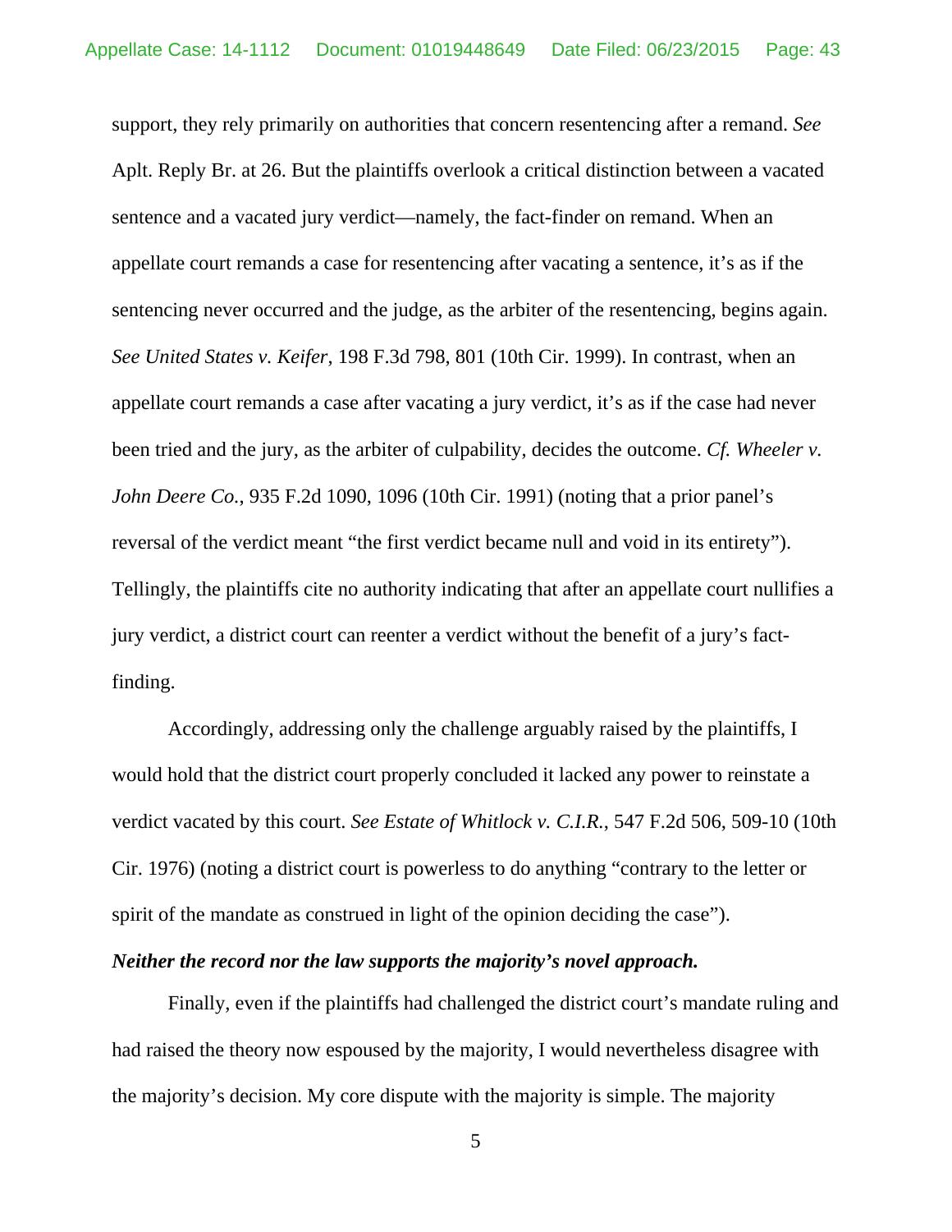support, they rely primarily on authorities that concern resentencing after a remand. *See* Aplt. Reply Br. at 26. But the plaintiffs overlook a critical distinction between a vacated sentence and a vacated jury verdict—namely, the fact-finder on remand. When an appellate court remands a case for resentencing after vacating a sentence, it's as if the sentencing never occurred and the judge, as the arbiter of the resentencing, begins again. *See United States v. Keifer*, 198 F.3d 798, 801 (10th Cir. 1999). In contrast, when an appellate court remands a case after vacating a jury verdict, it's as if the case had never been tried and the jury, as the arbiter of culpability, decides the outcome. *Cf. Wheeler v. John Deere Co.*, 935 F.2d 1090, 1096 (10th Cir. 1991) (noting that a prior panel's reversal of the verdict meant "the first verdict became null and void in its entirety"). Tellingly, the plaintiffs cite no authority indicating that after an appellate court nullifies a jury verdict, a district court can reenter a verdict without the benefit of a jury's fact-finding.

Accordingly, addressing only the challenge arguably raised by the plaintiffs, I would hold that the district court properly concluded it lacked any power to reinstate a verdict vacated by this court. *See Estate of Whitlock v. C.I.R.*, 547 F.2d 506, 509-10 (10th Cir. 1976) (noting a district court is powerless to do anything "contrary to the letter or spirit of the mandate as construed in light of the opinion deciding the case").

***Neither the record nor the law supports the majority's novel approach.***

Finally, even if the plaintiffs had challenged the district court's mandate ruling and had raised the theory now espoused by the majority, I would nevertheless disagree with the majority's decision. My core dispute with the majority is simple. The majority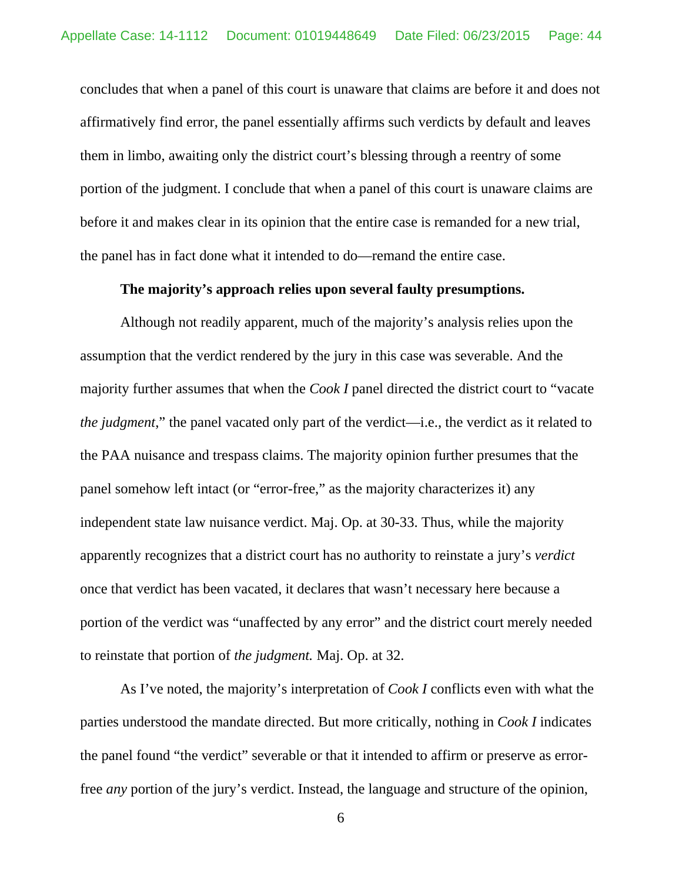concludes that when a panel of this court is unaware that claims are before it and does not affirmatively find error, the panel essentially affirms such verdicts by default and leaves them in limbo, awaiting only the district court's blessing through a reentry of some portion of the judgment. I conclude that when a panel of this court is unaware claims are before it and makes clear in its opinion that the entire case is remanded for a new trial, the panel has in fact done what it intended to do—remand the entire case.

**The majority's approach relies upon several faulty presumptions.**

Although not readily apparent, much of the majority's analysis relies upon the assumption that the verdict rendered by the jury in this case was severable. And the majority further assumes that when the *Cook I* panel directed the district court to "vacate *the judgment*," the panel vacated only part of the verdict—i.e., the verdict as it related to the PAA nuisance and trespass claims. The majority opinion further presumes that the panel somehow left intact (or "error-free," as the majority characterizes it) any independent state law nuisance verdict. Maj. Op. at 30-33. Thus, while the majority apparently recognizes that a district court has no authority to reinstate a jury's *verdict* once that verdict has been vacated, it declares that wasn't necessary here because a portion of the verdict was "unaffected by any error" and the district court merely needed to reinstate that portion of *the judgment.* Maj. Op. at 32.

As I've noted, the majority's interpretation of *Cook I* conflicts even with what the parties understood the mandate directed. But more critically, nothing in *Cook I* indicates the panel found "the verdict" severable or that it intended to affirm or preserve as error-free *any* portion of the jury's verdict. Instead, the language and structure of the opinion,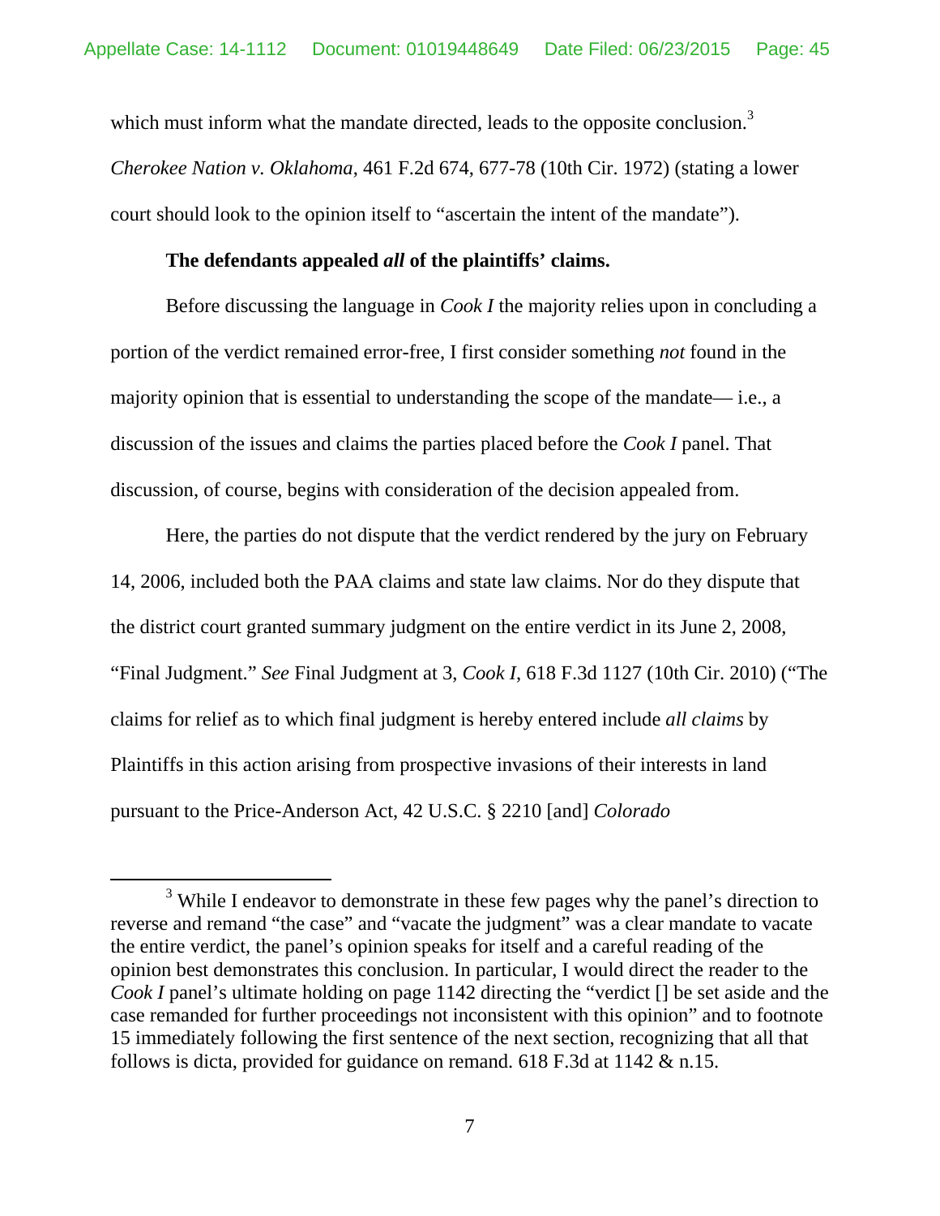which must inform what the mandate directed, leads to the opposite conclusion.[3] *Cherokee Nation v. Oklahoma*, 461 F.2d 674, 677-78 (10th Cir. 1972) (stating a lower court should look to the opinion itself to "ascertain the intent of the mandate").

**The defendants appealed *all* of the plaintiffs' claims.**

Before discussing the language in *Cook I* the majority relies upon in concluding a portion of the verdict remained error-free, I first consider something *not* found in the majority opinion that is essential to understanding the scope of the mandate— i.e., a discussion of the issues and claims the parties placed before the *Cook I* panel. That discussion, of course, begins with consideration of the decision appealed from.

Here, the parties do not dispute that the verdict rendered by the jury on February 14, 2006, included both the PAA claims and state law claims. Nor do they dispute that the district court granted summary judgment on the entire verdict in its June 2, 2008, "Final Judgment." *See* Final Judgment at 3, *Cook I*, 618 F.3d 1127 (10th Cir. 2010) ("The claims for relief as to which final judgment is hereby entered include *all claims* by Plaintiffs in this action arising from prospective invasions of their interests in land pursuant to the Price-Anderson Act, 42 U.S.C. § 2210 [and] *Colorado*

---

[3] While I endeavor to demonstrate in these few pages why the panel's direction to reverse and remand "the case" and "vacate the judgment" was a clear mandate to vacate the entire verdict, the panel's opinion speaks for itself and a careful reading of the opinion best demonstrates this conclusion. In particular, I would direct the reader to the *Cook I* panel's ultimate holding on page 1142 directing the "verdict [] be set aside and the case remanded for further proceedings not inconsistent with this opinion" and to footnote 15 immediately following the first sentence of the next section, recognizing that all that follows is dicta, provided for guidance on remand. 618 F.3d at 1142 & n.15.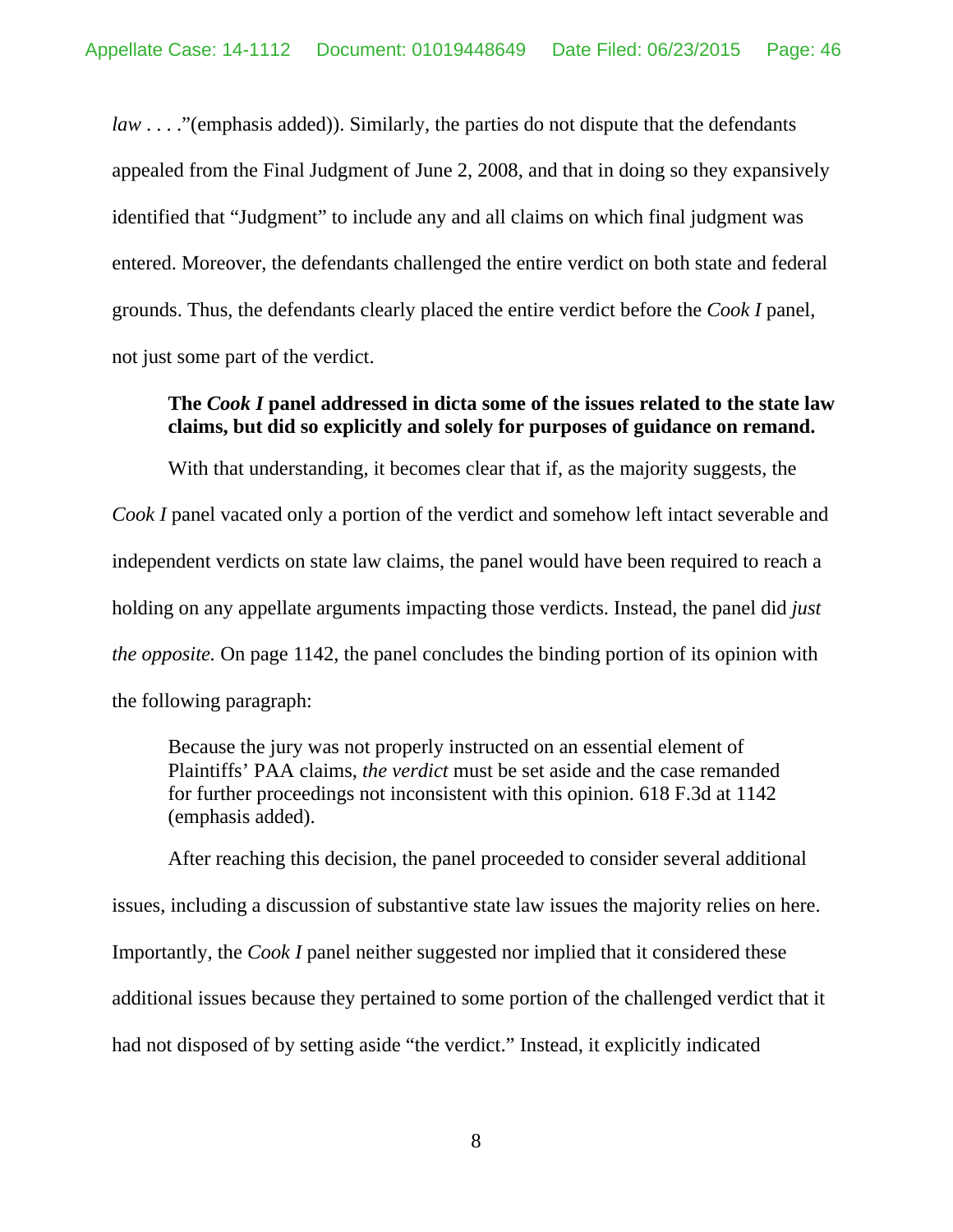*law* . . . ."(emphasis added)). Similarly, the parties do not dispute that the defendants appealed from the Final Judgment of June 2, 2008, and that in doing so they expansively identified that "Judgment" to include any and all claims on which final judgment was entered. Moreover, the defendants challenged the entire verdict on both state and federal grounds. Thus, the defendants clearly placed the entire verdict before the *Cook I* panel, not just some part of the verdict.

**The *Cook I* panel addressed in dicta some of the issues related to the state law claims, but did so explicitly and solely for purposes of guidance on remand.**

With that understanding, it becomes clear that if, as the majority suggests, the *Cook I* panel vacated only a portion of the verdict and somehow left intact severable and independent verdicts on state law claims, the panel would have been required to reach a holding on any appellate arguments impacting those verdicts. Instead, the panel did *just the opposite.* On page 1142, the panel concludes the binding portion of its opinion with the following paragraph:

> Because the jury was not properly instructed on an essential element of Plaintiffs' PAA claims, *the verdict* must be set aside and the case remanded for further proceedings not inconsistent with this opinion. 618 F.3d at 1142 (emphasis added).

After reaching this decision, the panel proceeded to consider several additional issues, including a discussion of substantive state law issues the majority relies on here. Importantly, the *Cook I* panel neither suggested nor implied that it considered these additional issues because they pertained to some portion of the challenged verdict that it had not disposed of by setting aside "the verdict." Instead, it explicitly indicated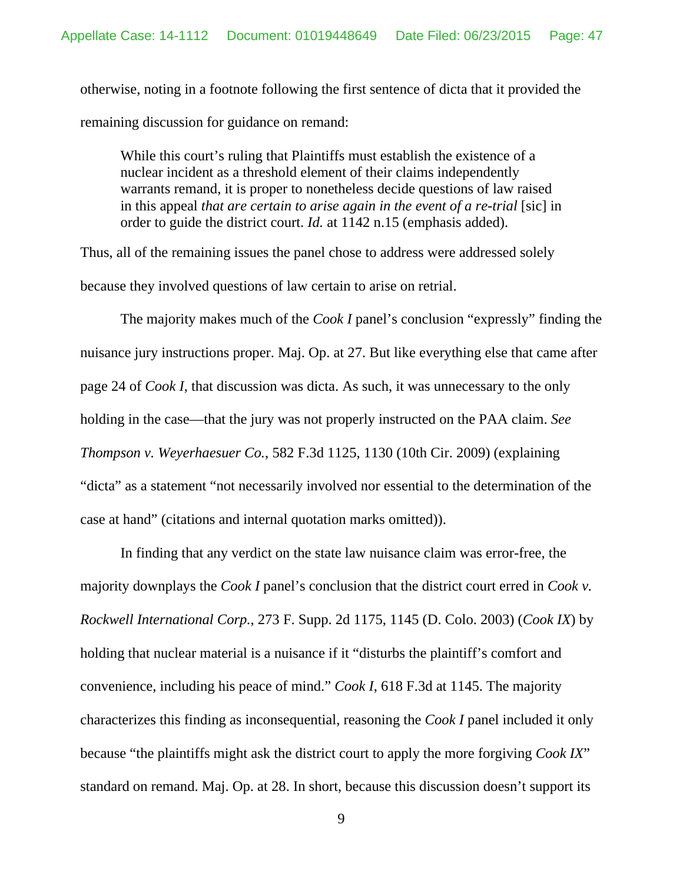otherwise, noting in a footnote following the first sentence of dicta that it provided the remaining discussion for guidance on remand:

> While this court's ruling that Plaintiffs must establish the existence of a nuclear incident as a threshold element of their claims independently warrants remand, it is proper to nonetheless decide questions of law raised in this appeal *that are certain to arise again in the event of a re-trial* [sic] in order to guide the district court. *Id.* at 1142 n.15 (emphasis added).

Thus, all of the remaining issues the panel chose to address were addressed solely because they involved questions of law certain to arise on retrial.

The majority makes much of the *Cook I* panel's conclusion "expressly" finding the nuisance jury instructions proper. Maj. Op. at 27. But like everything else that came after page 24 of *Cook I*, that discussion was dicta. As such, it was unnecessary to the only holding in the case—that the jury was not properly instructed on the PAA claim. *See Thompson v. Weyerhaesuer Co.*, 582 F.3d 1125, 1130 (10th Cir. 2009) (explaining "dicta" as a statement "not necessarily involved nor essential to the determination of the case at hand" (citations and internal quotation marks omitted)).

In finding that any verdict on the state law nuisance claim was error-free, the majority downplays the *Cook I* panel's conclusion that the district court erred in *Cook v. Rockwell International Corp.*, 273 F. Supp. 2d 1175, 1145 (D. Colo. 2003) (*Cook IX*) by holding that nuclear material is a nuisance if it "disturbs the plaintiff's comfort and convenience, including his peace of mind." *Cook I*, 618 F.3d at 1145. The majority characterizes this finding as inconsequential, reasoning the *Cook I* panel included it only because "the plaintiffs might ask the district court to apply the more forgiving *Cook IX*" standard on remand. Maj. Op. at 28. In short, because this discussion doesn't support its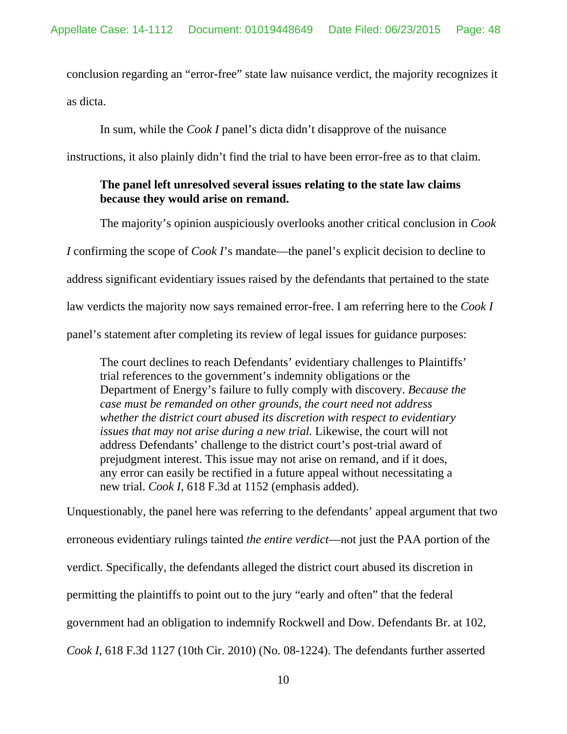conclusion regarding an "error-free" state law nuisance verdict, the majority recognizes it as dicta.

In sum, while the *Cook I* panel's dicta didn't disapprove of the nuisance instructions, it also plainly didn't find the trial to have been error-free as to that claim.

**The panel left unresolved several issues relating to the state law claims because they would arise on remand.**

The majority's opinion auspiciously overlooks another critical conclusion in *Cook I* confirming the scope of *Cook I*'s mandate—the panel's explicit decision to decline to address significant evidentiary issues raised by the defendants that pertained to the state law verdicts the majority now says remained error-free. I am referring here to the *Cook I* panel's statement after completing its review of legal issues for guidance purposes:

> The court declines to reach Defendants' evidentiary challenges to Plaintiffs' trial references to the government's indemnity obligations or the Department of Energy's failure to fully comply with discovery. *Because the case must be remanded on other grounds, the court need not address whether the district court abused its discretion with respect to evidentiary issues that may not arise during a new trial.* Likewise, the court will not address Defendants' challenge to the district court's post-trial award of prejudgment interest. This issue may not arise on remand, and if it does, any error can easily be rectified in a future appeal without necessitating a new trial. *Cook I*, 618 F.3d at 1152 (emphasis added).

Unquestionably, the panel here was referring to the defendants' appeal argument that two erroneous evidentiary rulings tainted *the entire verdict*—not just the PAA portion of the verdict. Specifically, the defendants alleged the district court abused its discretion in permitting the plaintiffs to point out to the jury "early and often" that the federal government had an obligation to indemnify Rockwell and Dow. Defendants Br. at 102, *Cook I*, 618 F.3d 1127 (10th Cir. 2010) (No. 08-1224). The defendants further asserted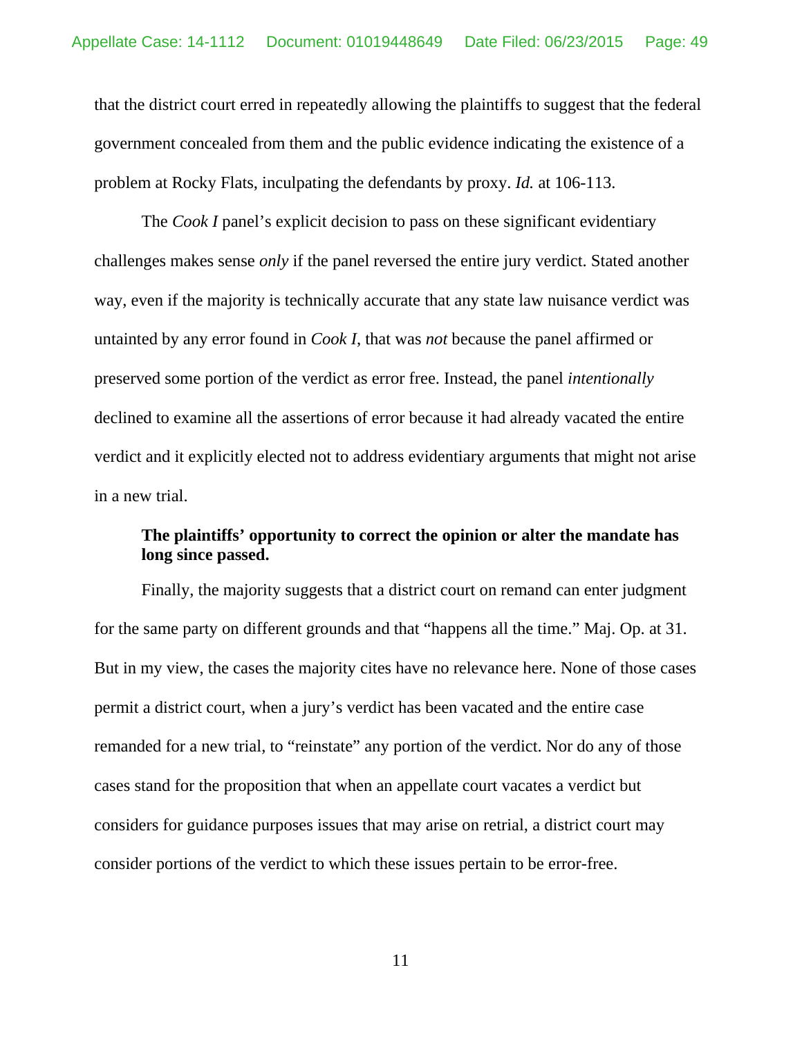that the district court erred in repeatedly allowing the plaintiffs to suggest that the federal government concealed from them and the public evidence indicating the existence of a problem at Rocky Flats, inculpating the defendants by proxy. *Id.* at 106-113.

The *Cook I* panel's explicit decision to pass on these significant evidentiary challenges makes sense *only* if the panel reversed the entire jury verdict. Stated another way, even if the majority is technically accurate that any state law nuisance verdict was untainted by any error found in *Cook I*, that was *not* because the panel affirmed or preserved some portion of the verdict as error free. Instead, the panel *intentionally* declined to examine all the assertions of error because it had already vacated the entire verdict and it explicitly elected not to address evidentiary arguments that might not arise in a new trial.

**The plaintiffs' opportunity to correct the opinion or alter the mandate has long since passed.**

Finally, the majority suggests that a district court on remand can enter judgment for the same party on different grounds and that "happens all the time." Maj. Op. at 31. But in my view, the cases the majority cites have no relevance here. None of those cases permit a district court, when a jury's verdict has been vacated and the entire case remanded for a new trial, to "reinstate" any portion of the verdict. Nor do any of those cases stand for the proposition that when an appellate court vacates a verdict but considers for guidance purposes issues that may arise on retrial, a district court may consider portions of the verdict to which these issues pertain to be error-free.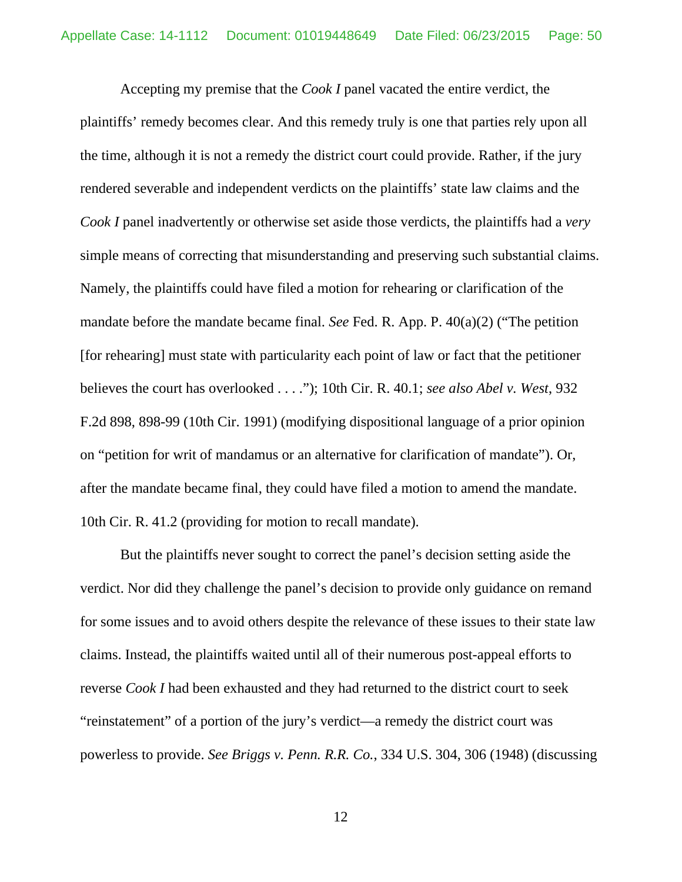Accepting my premise that the *Cook I* panel vacated the entire verdict, the plaintiffs' remedy becomes clear. And this remedy truly is one that parties rely upon all the time, although it is not a remedy the district court could provide. Rather, if the jury rendered severable and independent verdicts on the plaintiffs' state law claims and the *Cook I* panel inadvertently or otherwise set aside those verdicts, the plaintiffs had a *very* simple means of correcting that misunderstanding and preserving such substantial claims. Namely, the plaintiffs could have filed a motion for rehearing or clarification of the mandate before the mandate became final. *See* Fed. R. App. P. 40(a)(2) ("The petition [for rehearing] must state with particularity each point of law or fact that the petitioner believes the court has overlooked . . . ."); 10th Cir. R. 40.1; *see also Abel v. West*, 932 F.2d 898, 898-99 (10th Cir. 1991) (modifying dispositional language of a prior opinion on "petition for writ of mandamus or an alternative for clarification of mandate"). Or, after the mandate became final, they could have filed a motion to amend the mandate. 10th Cir. R. 41.2 (providing for motion to recall mandate).

But the plaintiffs never sought to correct the panel's decision setting aside the verdict. Nor did they challenge the panel's decision to provide only guidance on remand for some issues and to avoid others despite the relevance of these issues to their state law claims. Instead, the plaintiffs waited until all of their numerous post-appeal efforts to reverse *Cook I* had been exhausted and they had returned to the district court to seek "reinstatement" of a portion of the jury's verdict—a remedy the district court was powerless to provide. *See Briggs v. Penn. R.R. Co.*, 334 U.S. 304, 306 (1948) (discussing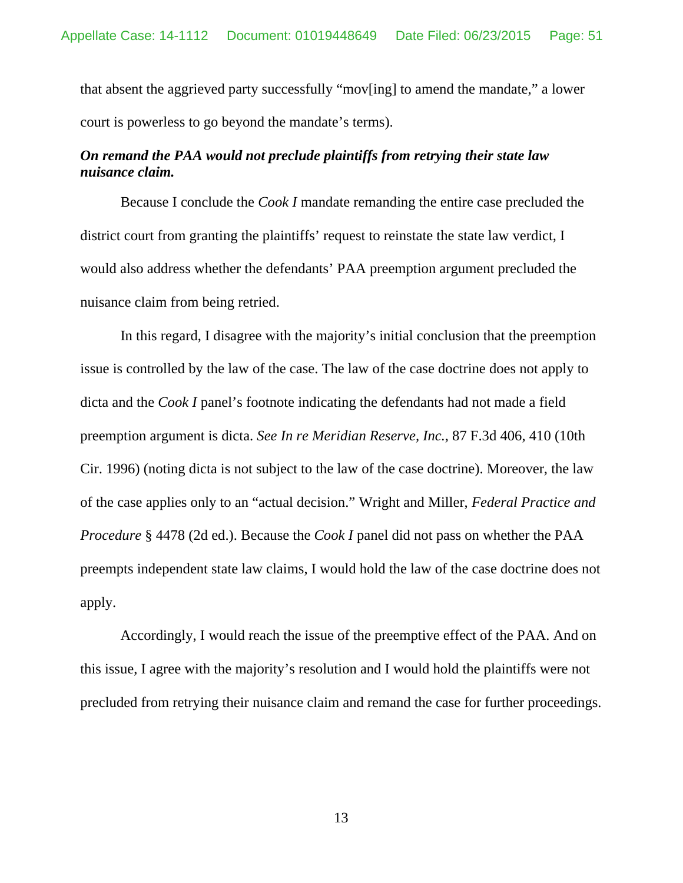that absent the aggrieved party successfully "mov[ing] to amend the mandate," a lower court is powerless to go beyond the mandate's terms).

***On remand the PAA would not preclude plaintiffs from retrying their state law nuisance claim.***

Because I conclude the *Cook I* mandate remanding the entire case precluded the district court from granting the plaintiffs' request to reinstate the state law verdict, I would also address whether the defendants' PAA preemption argument precluded the nuisance claim from being retried.

In this regard, I disagree with the majority's initial conclusion that the preemption issue is controlled by the law of the case. The law of the case doctrine does not apply to dicta and the *Cook I* panel's footnote indicating the defendants had not made a field preemption argument is dicta. *See In re Meridian Reserve, Inc.*, 87 F.3d 406, 410 (10th Cir. 1996) (noting dicta is not subject to the law of the case doctrine). Moreover, the law of the case applies only to an "actual decision." Wright and Miller, *Federal Practice and Procedure* § 4478 (2d ed.). Because the *Cook I* panel did not pass on whether the PAA preempts independent state law claims, I would hold the law of the case doctrine does not apply.

Accordingly, I would reach the issue of the preemptive effect of the PAA. And on this issue, I agree with the majority's resolution and I would hold the plaintiffs were not precluded from retrying their nuisance claim and remand the case for further proceedings.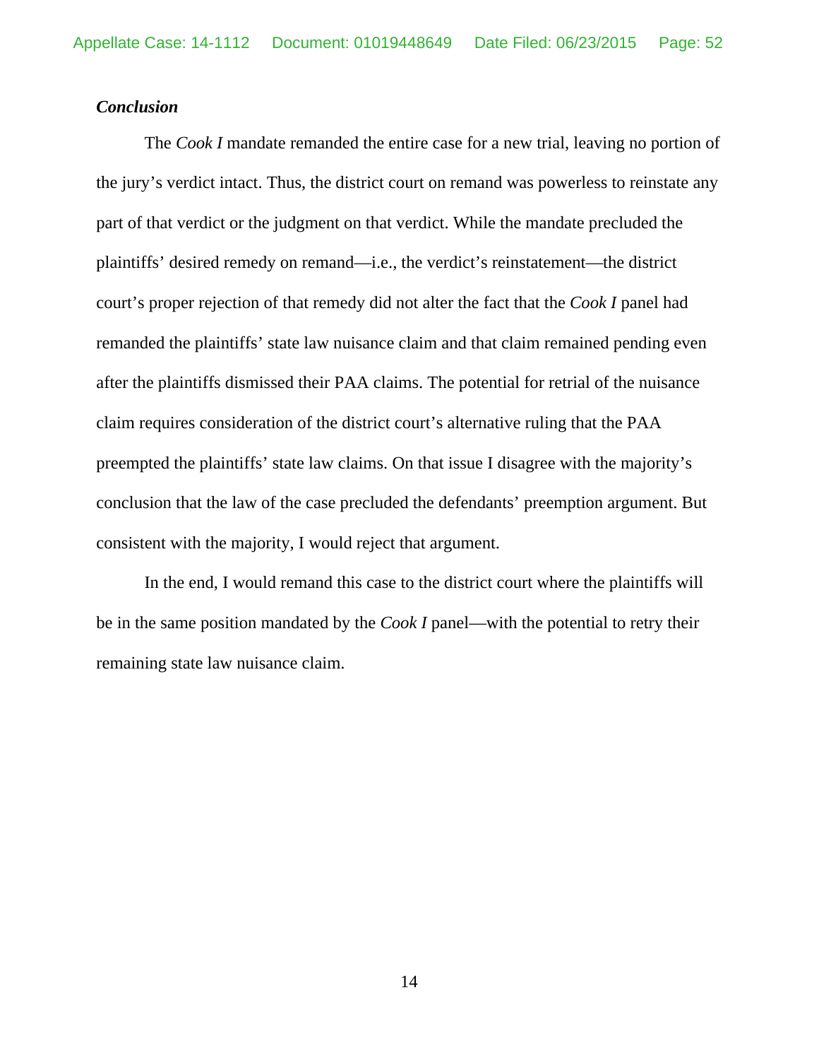***Conclusion***

The *Cook I* mandate remanded the entire case for a new trial, leaving no portion of the jury's verdict intact. Thus, the district court on remand was powerless to reinstate any part of that verdict or the judgment on that verdict. While the mandate precluded the plaintiffs' desired remedy on remand—i.e., the verdict's reinstatement—the district court's proper rejection of that remedy did not alter the fact that the *Cook I* panel had remanded the plaintiffs' state law nuisance claim and that claim remained pending even after the plaintiffs dismissed their PAA claims. The potential for retrial of the nuisance claim requires consideration of the district court's alternative ruling that the PAA preempted the plaintiffs' state law claims. On that issue I disagree with the majority's conclusion that the law of the case precluded the defendants' preemption argument. But consistent with the majority, I would reject that argument.

In the end, I would remand this case to the district court where the plaintiffs will be in the same position mandated by the *Cook I* panel—with the potential to retry their remaining state law nuisance claim.